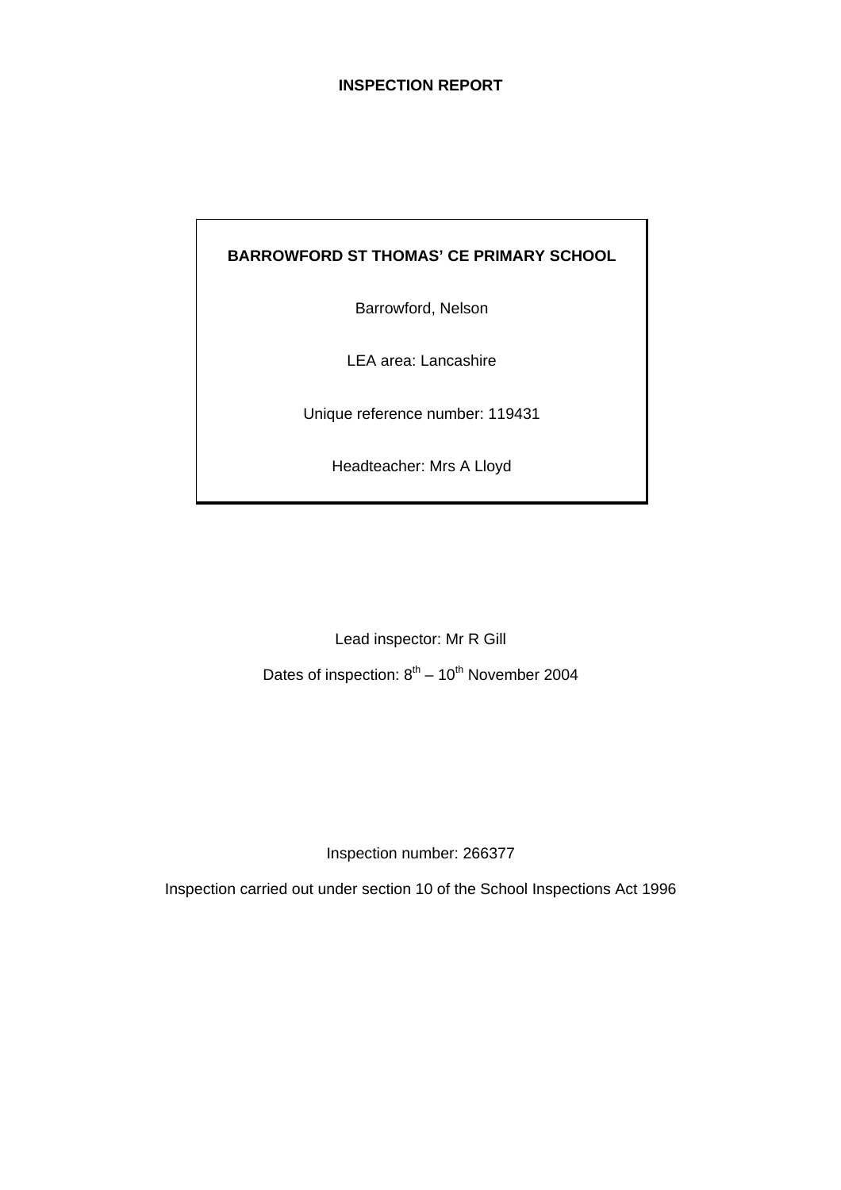# INSPECTION REPORT

**BARROWFORD ST THOMAS' CE PRIMARY SCHOOL**

Barrowford, Nelson

LEA area: Lancashire

Unique reference number: 119431

Headteacher: Mrs A Lloyd

Lead inspector: Mr R Gill

Dates of inspection: 8th – 10th November 2004

Inspection number: 266377

Inspection carried out under section 10 of the School Inspections Act 1996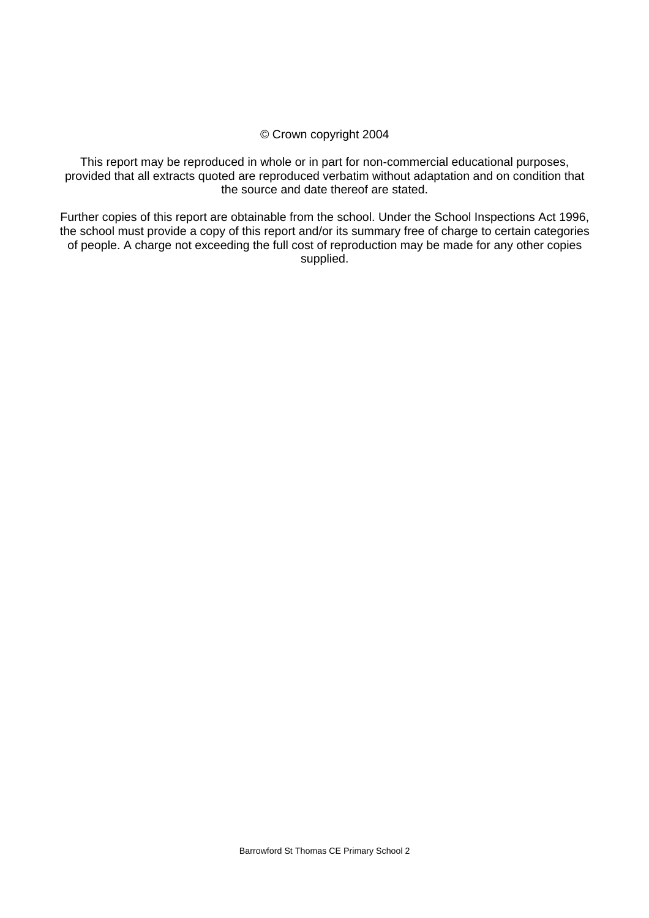© Crown copyright 2004

This report may be reproduced in whole or in part for non-commercial educational purposes, provided that all extracts quoted are reproduced verbatim without adaptation and on condition that the source and date thereof are stated.

Further copies of this report are obtainable from the school. Under the School Inspections Act 1996, the school must provide a copy of this report and/or its summary free of charge to certain categories of people. A charge not exceeding the full cost of reproduction may be made for any other copies supplied.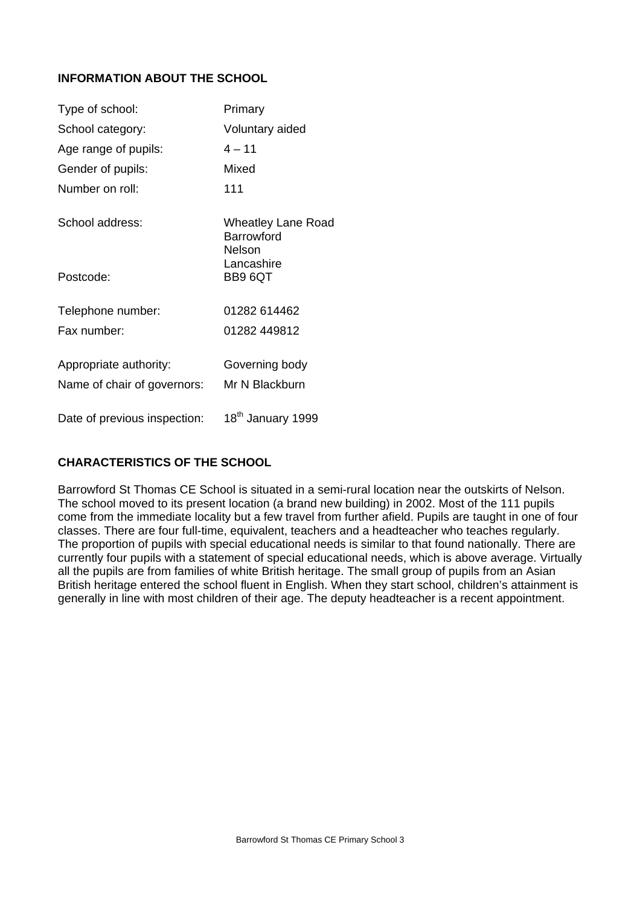## INFORMATION ABOUT THE SCHOOL

| | |
|---|---|
| Type of school: | Primary |
| School category: | Voluntary aided |
| Age range of pupils: | 4 – 11 |
| Gender of pupils: | Mixed |
| Number on roll: | 111 |
| School address: | Wheatley Lane Road<br>Barrowford<br>Nelson<br>Lancashire |
| Postcode: | BB9 6QT |
| Telephone number: | 01282 614462 |
| Fax number: | 01282 449812 |
| Appropriate authority: | Governing body |
| Name of chair of governors: | Mr N Blackburn |
| Date of previous inspection: | 18th January 1999 |

## CHARACTERISTICS OF THE SCHOOL

Barrowford St Thomas CE School is situated in a semi-rural location near the outskirts of Nelson. The school moved to its present location (a brand new building) in 2002. Most of the 111 pupils come from the immediate locality but a few travel from further afield. Pupils are taught in one of four classes. There are four full-time, equivalent, teachers and a headteacher who teaches regularly. The proportion of pupils with special educational needs is similar to that found nationally. There are currently four pupils with a statement of special educational needs, which is above average. Virtually all the pupils are from families of white British heritage. The small group of pupils from an Asian British heritage entered the school fluent in English. When they start school, children's attainment is generally in line with most children of their age. The deputy headteacher is a recent appointment.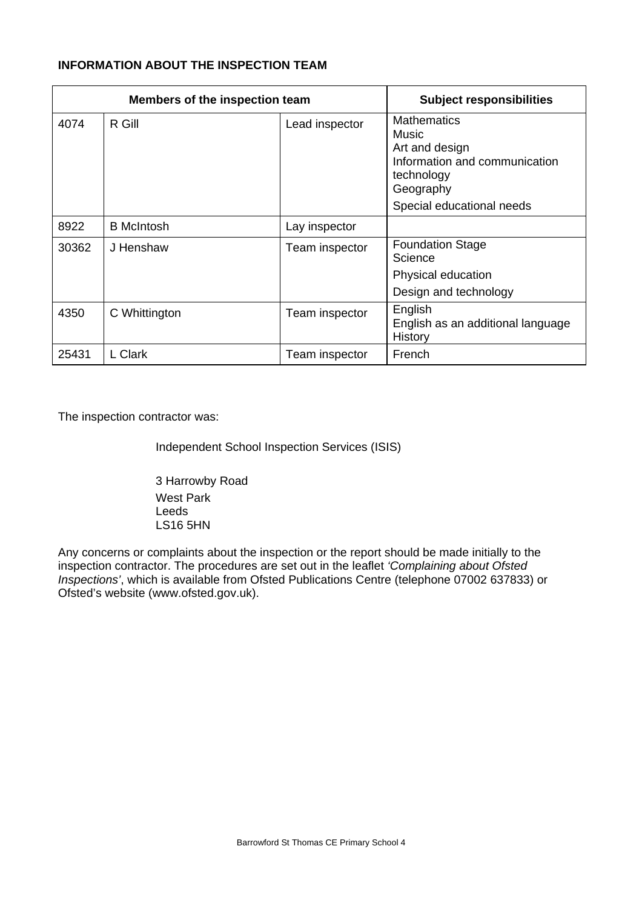**INFORMATION ABOUT THE INSPECTION TEAM**

| Members of the inspection team | | | Subject responsibilities |
|---|---|---|---|
| 4074 | R Gill | Lead inspector | Mathematics<br>Music<br>Art and design<br>Information and communication technology<br>Geography<br>Special educational needs |
| 8922 | B McIntosh | Lay inspector | |
| 30362 | J Henshaw | Team inspector | Foundation Stage<br>Science<br>Physical education<br>Design and technology |
| 4350 | C Whittington | Team inspector | English<br>English as an additional language<br>History |
| 25431 | L Clark | Team inspector | French |

The inspection contractor was:

Independent School Inspection Services (ISIS)

3 Harrowby Road
West Park
Leeds
LS16 5HN

Any concerns or complaints about the inspection or the report should be made initially to the inspection contractor. The procedures are set out in the leaflet *'Complaining about Ofsted Inspections'*, which is available from Ofsted Publications Centre (telephone 07002 637833) or Ofsted's website (www.ofsted.gov.uk).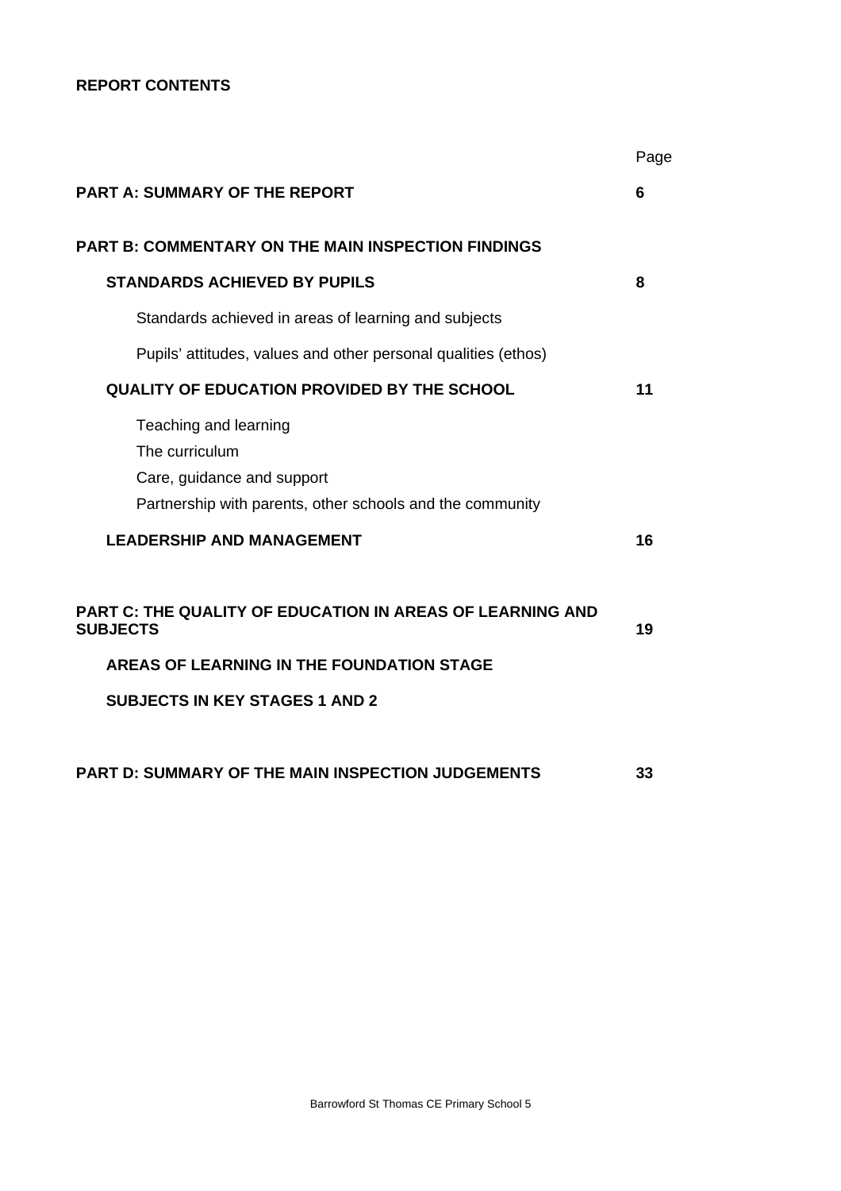**REPORT CONTENTS**

| | Page |
|---|---|
| **PART A: SUMMARY OF THE REPORT** | **6** |
| **PART B: COMMENTARY ON THE MAIN INSPECTION FINDINGS** | |
| **STANDARDS ACHIEVED BY PUPILS** | **8** |
| Standards achieved in areas of learning and subjects | |
| Pupils' attitudes, values and other personal qualities (ethos) | |
| **QUALITY OF EDUCATION PROVIDED BY THE SCHOOL** | **11** |
| Teaching and learning<br>The curriculum<br>Care, guidance and support<br>Partnership with parents, other schools and the community | |
| **LEADERSHIP AND MANAGEMENT** | **16** |
| **PART C: THE QUALITY OF EDUCATION IN AREAS OF LEARNING AND SUBJECTS** | **19** |
| **AREAS OF LEARNING IN THE FOUNDATION STAGE** | |
| **SUBJECTS IN KEY STAGES 1 AND 2** | |
| **PART D: SUMMARY OF THE MAIN INSPECTION JUDGEMENTS** | **33** |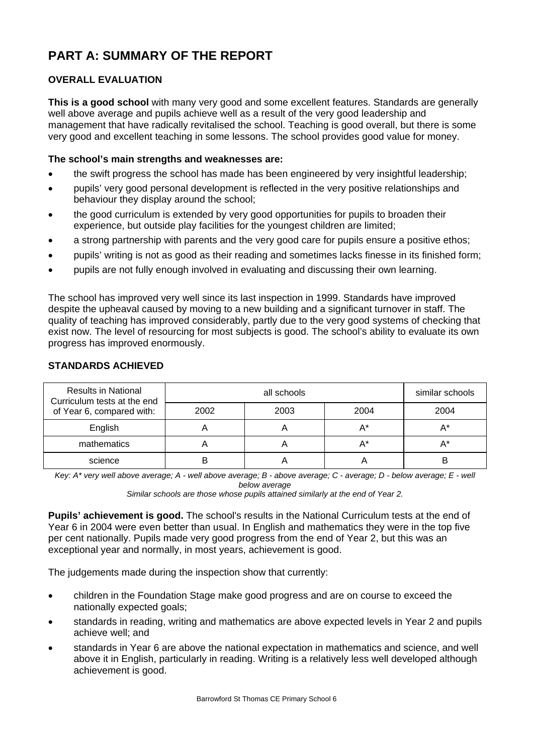# PART A: SUMMARY OF THE REPORT

## OVERALL EVALUATION

**This is a good school** with many very good and some excellent features. Standards are generally well above average and pupils achieve well as a result of the very good leadership and management that have radically revitalised the school. Teaching is good overall, but there is some very good and excellent teaching in some lessons. The school provides good value for money.

**The school's main strengths and weaknesses are:**

- the swift progress the school has made has been engineered by very insightful leadership;
- pupils' very good personal development is reflected in the very positive relationships and behaviour they display around the school;
- the good curriculum is extended by very good opportunities for pupils to broaden their experience, but outside play facilities for the youngest children are limited;
- a strong partnership with parents and the very good care for pupils ensure a positive ethos;
- pupils' writing is not as good as their reading and sometimes lacks finesse in its finished form;
- pupils are not fully enough involved in evaluating and discussing their own learning.

The school has improved very well since its last inspection in 1999. Standards have improved despite the upheaval caused by moving to a new building and a significant turnover in staff. The quality of teaching has improved considerably, partly due to the very good systems of checking that exist now. The level of resourcing for most subjects is good. The school's ability to evaluate its own progress has improved enormously.

## STANDARDS ACHIEVED

| Results in National Curriculum tests at the end of Year 6, compared with: | all schools | | | similar schools |
|---|---|---|---|---|
| | 2002 | 2003 | 2004 | 2004 |
| English | A | A | A* | A* |
| mathematics | A | A | A* | A* |
| science | B | A | A | B |

*Key: A* very well above average; A - well above average; B - above average; C - average; D - below average; E - well below average*

*Similar schools are those whose pupils attained similarly at the end of Year 2.*

**Pupils' achievement is good.** The school's results in the National Curriculum tests at the end of Year 6 in 2004 were even better than usual. In English and mathematics they were in the top five per cent nationally. Pupils made very good progress from the end of Year 2, but this was an exceptional year and normally, in most years, achievement is good.

The judgements made during the inspection show that currently:

- children in the Foundation Stage make good progress and are on course to exceed the nationally expected goals;
- standards in reading, writing and mathematics are above expected levels in Year 2 and pupils achieve well; and
- standards in Year 6 are above the national expectation in mathematics and science, and well above it in English, particularly in reading. Writing is a relatively less well developed although achievement is good.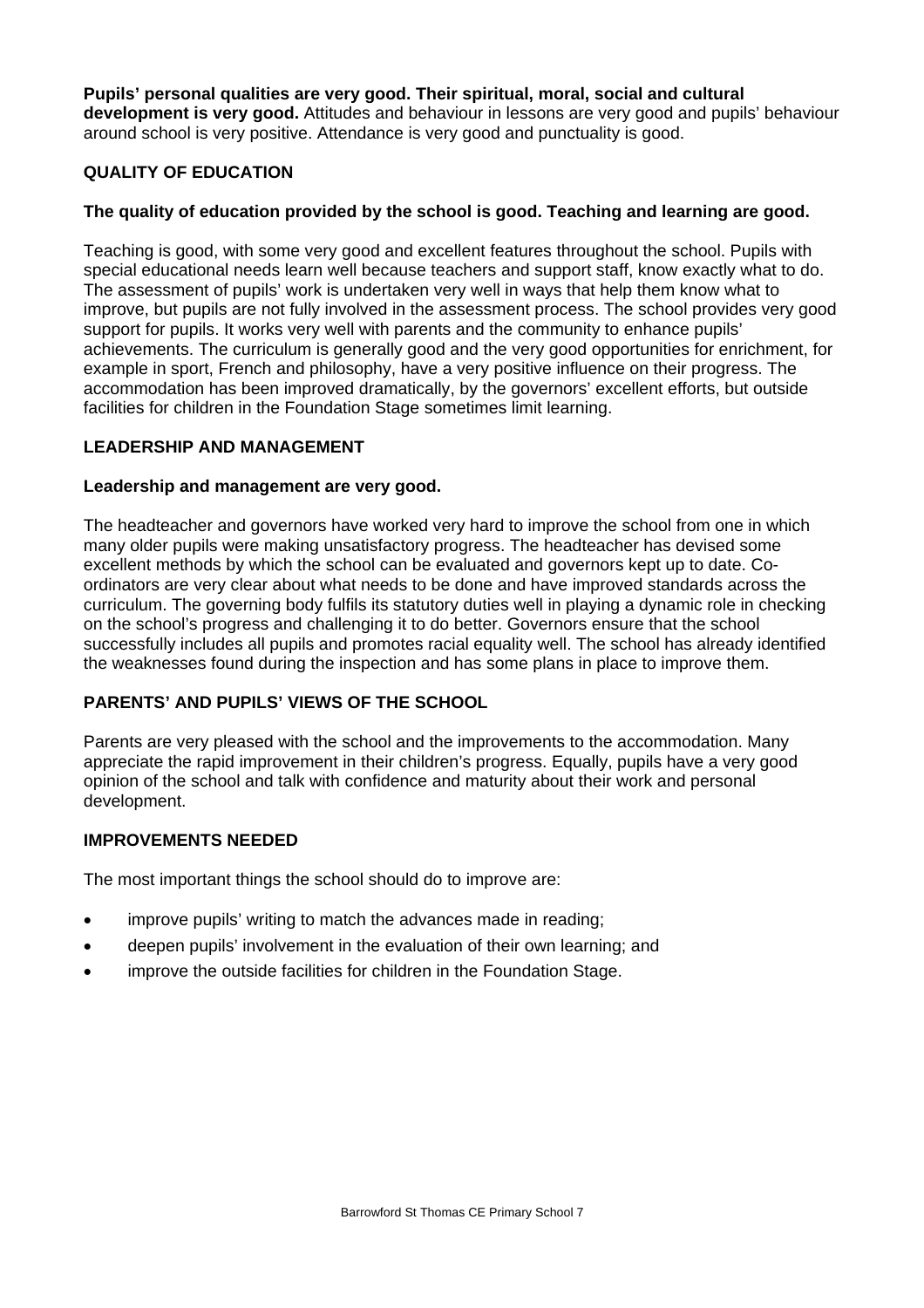**Pupils' personal qualities are very good. Their spiritual, moral, social and cultural development is very good.** Attitudes and behaviour in lessons are very good and pupils' behaviour around school is very positive. Attendance is very good and punctuality is good.

## QUALITY OF EDUCATION

**The quality of education provided by the school is good. Teaching and learning are good.**

Teaching is good, with some very good and excellent features throughout the school. Pupils with special educational needs learn well because teachers and support staff, know exactly what to do. The assessment of pupils' work is undertaken very well in ways that help them know what to improve, but pupils are not fully involved in the assessment process. The school provides very good support for pupils. It works very well with parents and the community to enhance pupils' achievements. The curriculum is generally good and the very good opportunities for enrichment, for example in sport, French and philosophy, have a very positive influence on their progress. The accommodation has been improved dramatically, by the governors' excellent efforts, but outside facilities for children in the Foundation Stage sometimes limit learning.

## LEADERSHIP AND MANAGEMENT

**Leadership and management are very good.**

The headteacher and governors have worked very hard to improve the school from one in which many older pupils were making unsatisfactory progress. The headteacher has devised some excellent methods by which the school can be evaluated and governors kept up to date. Co-ordinators are very clear about what needs to be done and have improved standards across the curriculum. The governing body fulfils its statutory duties well in playing a dynamic role in checking on the school's progress and challenging it to do better. Governors ensure that the school successfully includes all pupils and promotes racial equality well. The school has already identified the weaknesses found during the inspection and has some plans in place to improve them.

## PARENTS' AND PUPILS' VIEWS OF THE SCHOOL

Parents are very pleased with the school and the improvements to the accommodation. Many appreciate the rapid improvement in their children's progress. Equally, pupils have a very good opinion of the school and talk with confidence and maturity about their work and personal development.

## IMPROVEMENTS NEEDED

The most important things the school should do to improve are:

- improve pupils' writing to match the advances made in reading;
- deepen pupils' involvement in the evaluation of their own learning; and
- improve the outside facilities for children in the Foundation Stage.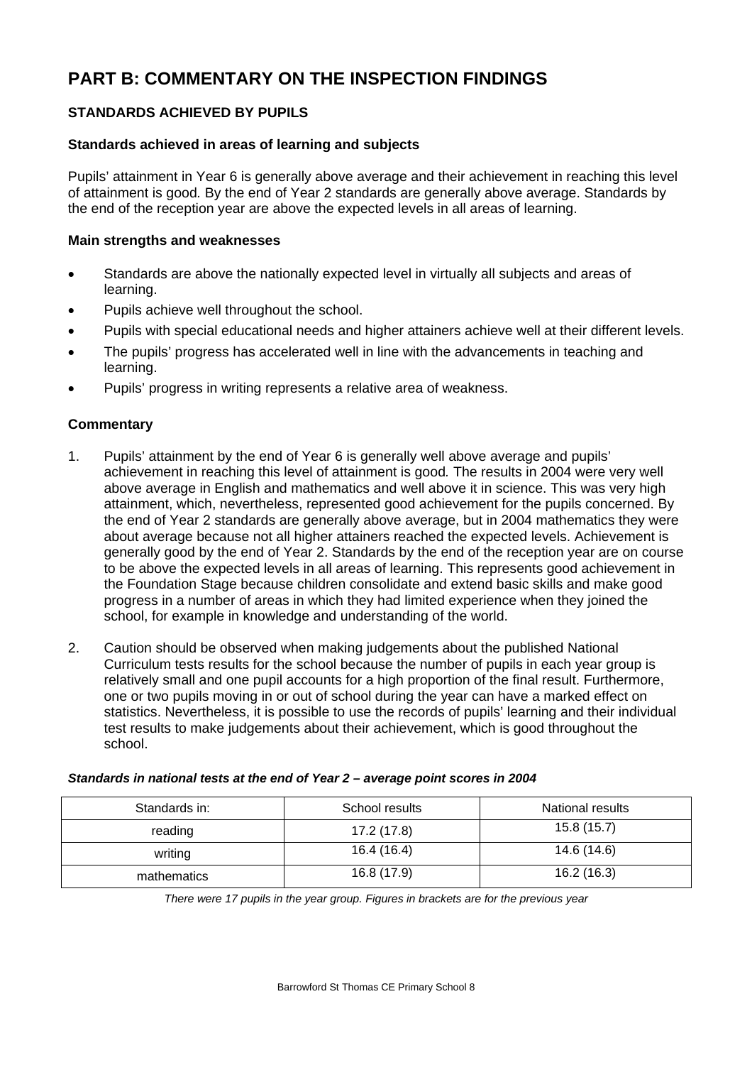# PART B: COMMENTARY ON THE INSPECTION FINDINGS

## STANDARDS ACHIEVED BY PUPILS

### Standards achieved in areas of learning and subjects

Pupils' attainment in Year 6 is generally above average and their achievement in reaching this level of attainment is good. By the end of Year 2 standards are generally above average. Standards by the end of the reception year are above the expected levels in all areas of learning.

### Main strengths and weaknesses

- Standards are above the nationally expected level in virtually all subjects and areas of learning.
- Pupils achieve well throughout the school.
- Pupils with special educational needs and higher attainers achieve well at their different levels.
- The pupils' progress has accelerated well in line with the advancements in teaching and learning.
- Pupils' progress in writing represents a relative area of weakness.

### Commentary

1. Pupils' attainment by the end of Year 6 is generally well above average and pupils' achievement in reaching this level of attainment is good. The results in 2004 were very well above average in English and mathematics and well above it in science. This was very high attainment, which, nevertheless, represented good achievement for the pupils concerned. By the end of Year 2 standards are generally above average, but in 2004 mathematics they were about average because not all higher attainers reached the expected levels. Achievement is generally good by the end of Year 2. Standards by the end of the reception year are on course to be above the expected levels in all areas of learning. This represents good achievement in the Foundation Stage because children consolidate and extend basic skills and make good progress in a number of areas in which they had limited experience when they joined the school, for example in knowledge and understanding of the world.

2. Caution should be observed when making judgements about the published National Curriculum tests results for the school because the number of pupils in each year group is relatively small and one pupil accounts for a high proportion of the final result. Furthermore, one or two pupils moving in or out of school during the year can have a marked effect on statistics. Nevertheless, it is possible to use the records of pupils' learning and their individual test results to make judgements about their achievement, which is good throughout the school.

***Standards in national tests at the end of Year 2 – average point scores in 2004***

| Standards in: | School results | National results |
|---|---|---|
| reading | 17.2 (17.8) | 15.8 (15.7) |
| writing | 16.4 (16.4) | 14.6 (14.6) |
| mathematics | 16.8 (17.9) | 16.2 (16.3) |

*There were 17 pupils in the year group. Figures in brackets are for the previous year*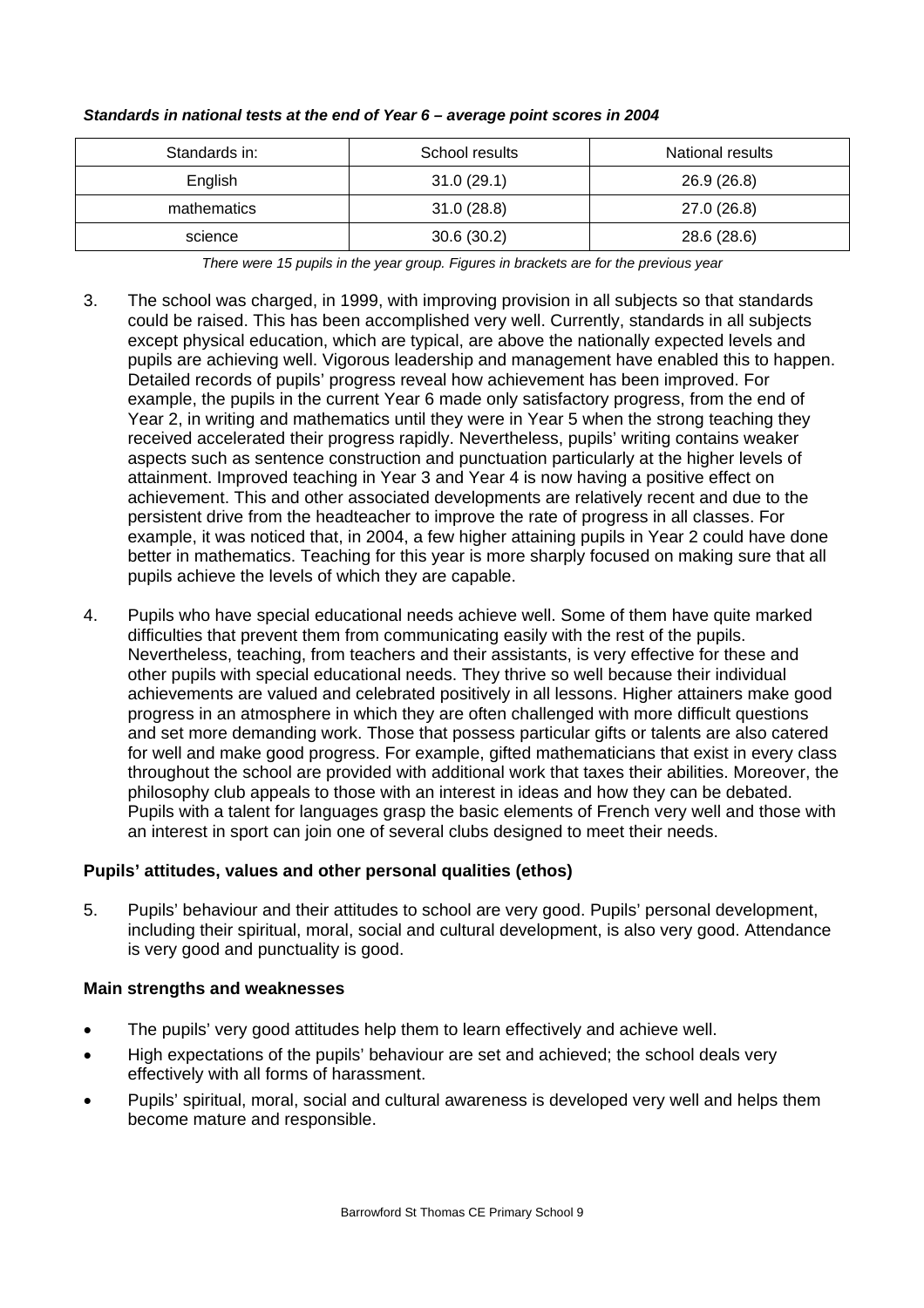***Standards in national tests at the end of Year 6 – average point scores in 2004***

| Standards in: | School results | National results |
|---|---|---|
| English | 31.0 (29.1) | 26.9 (26.8) |
| mathematics | 31.0 (28.8) | 27.0 (26.8) |
| science | 30.6 (30.2) | 28.6 (28.6) |

*There were 15 pupils in the year group. Figures in brackets are for the previous year*

3. The school was charged, in 1999, with improving provision in all subjects so that standards could be raised. This has been accomplished very well. Currently, standards in all subjects except physical education, which are typical, are above the nationally expected levels and pupils are achieving well. Vigorous leadership and management have enabled this to happen. Detailed records of pupils' progress reveal how achievement has been improved. For example, the pupils in the current Year 6 made only satisfactory progress, from the end of Year 2, in writing and mathematics until they were in Year 5 when the strong teaching they received accelerated their progress rapidly. Nevertheless, pupils' writing contains weaker aspects such as sentence construction and punctuation particularly at the higher levels of attainment. Improved teaching in Year 3 and Year 4 is now having a positive effect on achievement. This and other associated developments are relatively recent and due to the persistent drive from the headteacher to improve the rate of progress in all classes. For example, it was noticed that, in 2004, a few higher attaining pupils in Year 2 could have done better in mathematics. Teaching for this year is more sharply focused on making sure that all pupils achieve the levels of which they are capable.

4. Pupils who have special educational needs achieve well. Some of them have quite marked difficulties that prevent them from communicating easily with the rest of the pupils. Nevertheless, teaching, from teachers and their assistants, is very effective for these and other pupils with special educational needs. They thrive so well because their individual achievements are valued and celebrated positively in all lessons. Higher attainers make good progress in an atmosphere in which they are often challenged with more difficult questions and set more demanding work. Those that possess particular gifts or talents are also catered for well and make good progress. For example, gifted mathematicians that exist in every class throughout the school are provided with additional work that taxes their abilities. Moreover, the philosophy club appeals to those with an interest in ideas and how they can be debated. Pupils with a talent for languages grasp the basic elements of French very well and those with an interest in sport can join one of several clubs designed to meet their needs.

### Pupils' attitudes, values and other personal qualities (ethos)

5. Pupils' behaviour and their attitudes to school are very good. Pupils' personal development, including their spiritual, moral, social and cultural development, is also very good. Attendance is very good and punctuality is good.

### Main strengths and weaknesses

- The pupils' very good attitudes help them to learn effectively and achieve well.
- High expectations of the pupils' behaviour are set and achieved; the school deals very effectively with all forms of harassment.
- Pupils' spiritual, moral, social and cultural awareness is developed very well and helps them become mature and responsible.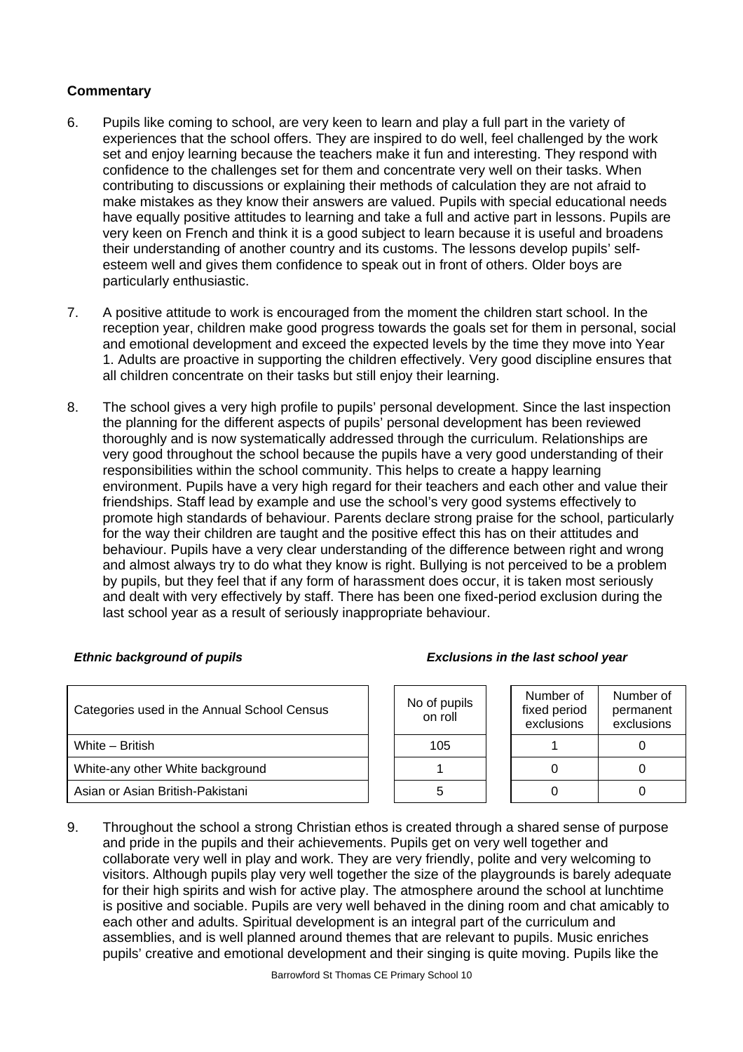**Commentary**

6. Pupils like coming to school, are very keen to learn and play a full part in the variety of experiences that the school offers. They are inspired to do well, feel challenged by the work set and enjoy learning because the teachers make it fun and interesting. They respond with confidence to the challenges set for them and concentrate very well on their tasks. When contributing to discussions or explaining their methods of calculation they are not afraid to make mistakes as they know their answers are valued. Pupils with special educational needs have equally positive attitudes to learning and take a full and active part in lessons. Pupils are very keen on French and think it is a good subject to learn because it is useful and broadens their understanding of another country and its customs. The lessons develop pupils' self-esteem well and gives them confidence to speak out in front of others. Older boys are particularly enthusiastic.

7. A positive attitude to work is encouraged from the moment the children start school. In the reception year, children make good progress towards the goals set for them in personal, social and emotional development and exceed the expected levels by the time they move into Year 1. Adults are proactive in supporting the children effectively. Very good discipline ensures that all children concentrate on their tasks but still enjoy their learning.

8. The school gives a very high profile to pupils' personal development. Since the last inspection the planning for the different aspects of pupils' personal development has been reviewed thoroughly and is now systematically addressed through the curriculum. Relationships are very good throughout the school because the pupils have a very good understanding of their responsibilities within the school community. This helps to create a happy learning environment. Pupils have a very high regard for their teachers and each other and value their friendships. Staff lead by example and use the school's very good systems effectively to promote high standards of behaviour. Parents declare strong praise for the school, particularly for the way their children are taught and the positive effect this has on their attitudes and behaviour. Pupils have a very clear understanding of the difference between right and wrong and almost always try to do what they know is right. Bullying is not perceived to be a problem by pupils, but they feel that if any form of harassment does occur, it is taken most seriously and dealt with very effectively by staff. There has been one fixed-period exclusion during the last school year as a result of seriously inappropriate behaviour.

***Ethnic background of pupils*** &nbsp;&nbsp;&nbsp;&nbsp; ***Exclusions in the last school year***

| Categories used in the Annual School Census | No of pupils on roll | Number of fixed period exclusions | Number of permanent exclusions |
|---|---|---|---|
| White – British | 105 | 1 | 0 |
| White-any other White background | 1 | 0 | 0 |
| Asian or Asian British-Pakistani | 5 | 0 | 0 |

9. Throughout the school a strong Christian ethos is created through a shared sense of purpose and pride in the pupils and their achievements. Pupils get on very well together and collaborate very well in play and work. They are very friendly, polite and very welcoming to visitors. Although pupils play very well together the size of the playgrounds is barely adequate for their high spirits and wish for active play. The atmosphere around the school at lunchtime is positive and sociable. Pupils are very well behaved in the dining room and chat amicably to each other and adults. Spiritual development is an integral part of the curriculum and assemblies, and is well planned around themes that are relevant to pupils. Music enriches pupils' creative and emotional development and their singing is quite moving. Pupils like the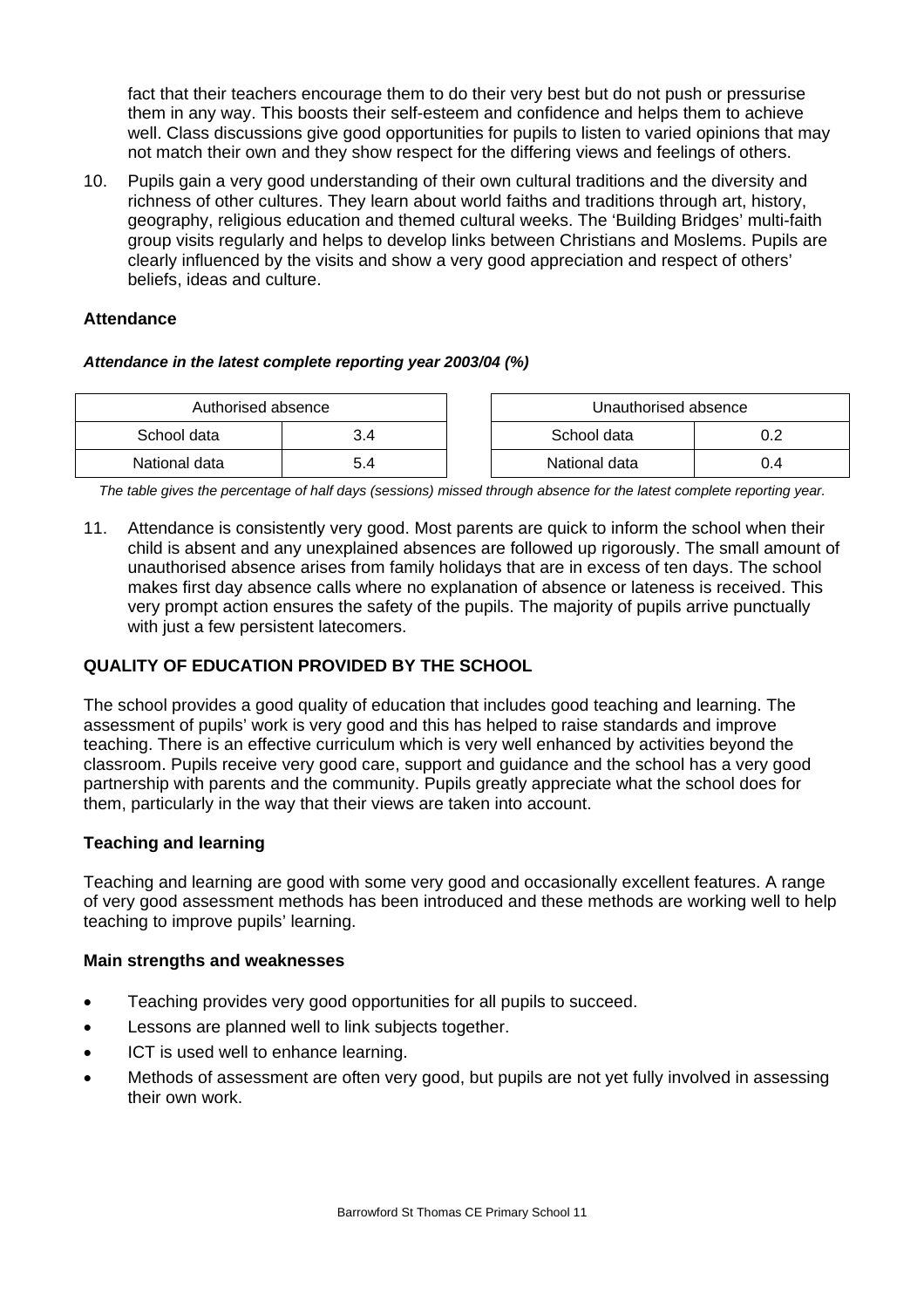fact that their teachers encourage them to do their very best but do not push or pressurise them in any way. This boosts their self-esteem and confidence and helps them to achieve well. Class discussions give good opportunities for pupils to listen to varied opinions that may not match their own and they show respect for the differing views and feelings of others.

10. Pupils gain a very good understanding of their own cultural traditions and the diversity and richness of other cultures. They learn about world faiths and traditions through art, history, geography, religious education and themed cultural weeks. The 'Building Bridges' multi-faith group visits regularly and helps to develop links between Christians and Moslems. Pupils are clearly influenced by the visits and show a very good appreciation and respect of others' beliefs, ideas and culture.

### Attendance

***Attendance in the latest complete reporting year 2003/04 (%)***

| Authorised absence | |
|---|---|
| School data | 3.4 |
| National data | 5.4 |

| Unauthorised absence | |
|---|---|
| School data | 0.2 |
| National data | 0.4 |

*The table gives the percentage of half days (sessions) missed through absence for the latest complete reporting year.*

11. Attendance is consistently very good. Most parents are quick to inform the school when their child is absent and any unexplained absences are followed up rigorously. The small amount of unauthorised absence arises from family holidays that are in excess of ten days. The school makes first day absence calls where no explanation of absence or lateness is received. This very prompt action ensures the safety of the pupils. The majority of pupils arrive punctually with just a few persistent latecomers.

## QUALITY OF EDUCATION PROVIDED BY THE SCHOOL

The school provides a good quality of education that includes good teaching and learning. The assessment of pupils' work is very good and this has helped to raise standards and improve teaching. There is an effective curriculum which is very well enhanced by activities beyond the classroom. Pupils receive very good care, support and guidance and the school has a very good partnership with parents and the community. Pupils greatly appreciate what the school does for them, particularly in the way that their views are taken into account.

### Teaching and learning

Teaching and learning are good with some very good and occasionally excellent features. A range of very good assessment methods has been introduced and these methods are working well to help teaching to improve pupils' learning.

### Main strengths and weaknesses

- Teaching provides very good opportunities for all pupils to succeed.
- Lessons are planned well to link subjects together.
- ICT is used well to enhance learning.
- Methods of assessment are often very good, but pupils are not yet fully involved in assessing their own work.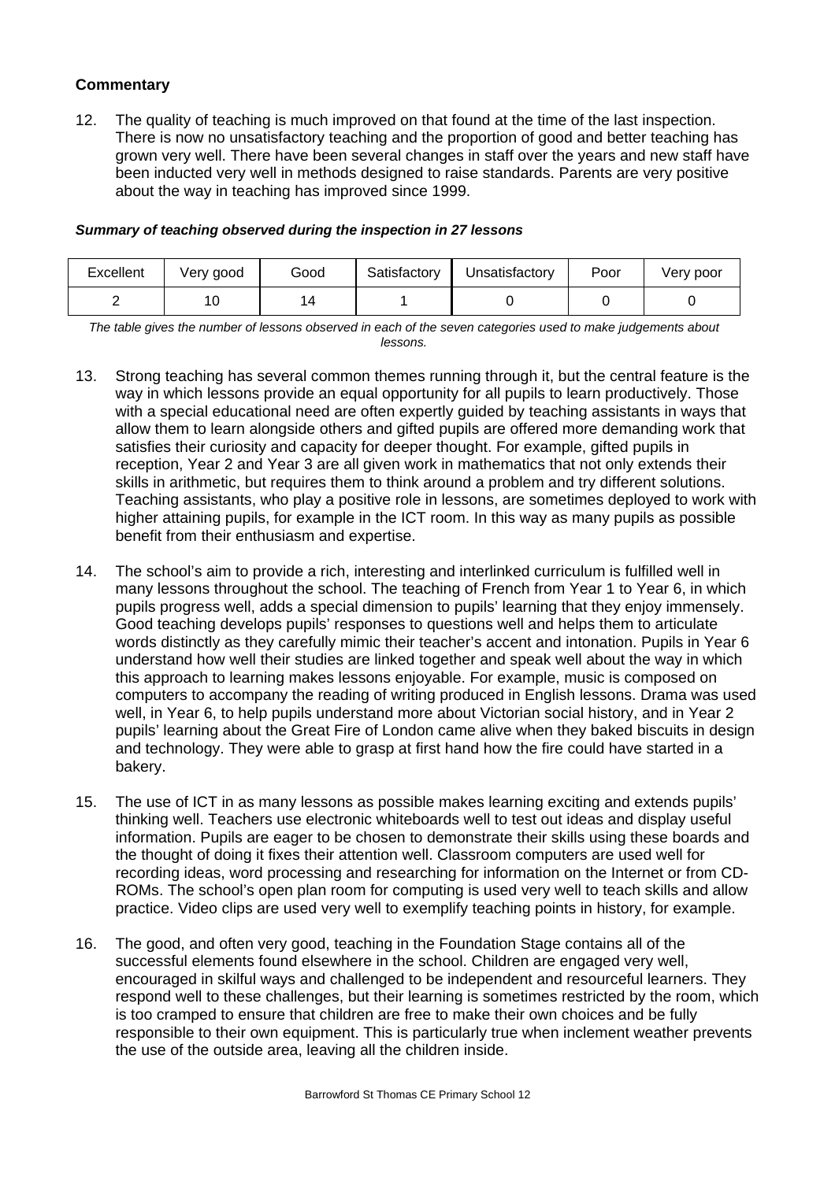**Commentary**

12. The quality of teaching is much improved on that found at the time of the last inspection. There is now no unsatisfactory teaching and the proportion of good and better teaching has grown very well. There have been several changes in staff over the years and new staff have been inducted very well in methods designed to raise standards. Parents are very positive about the way in teaching has improved since 1999.

***Summary of teaching observed during the inspection in 27 lessons***

| Excellent | Very good | Good | Satisfactory | Unsatisfactory | Poor | Very poor |
|---|---|---|---|---|---|---|
| 2 | 10 | 14 | 1 | 0 | 0 | 0 |

*The table gives the number of lessons observed in each of the seven categories used to make judgements about lessons.*

13. Strong teaching has several common themes running through it, but the central feature is the way in which lessons provide an equal opportunity for all pupils to learn productively. Those with a special educational need are often expertly guided by teaching assistants in ways that allow them to learn alongside others and gifted pupils are offered more demanding work that satisfies their curiosity and capacity for deeper thought. For example, gifted pupils in reception, Year 2 and Year 3 are all given work in mathematics that not only extends their skills in arithmetic, but requires them to think around a problem and try different solutions. Teaching assistants, who play a positive role in lessons, are sometimes deployed to work with higher attaining pupils, for example in the ICT room. In this way as many pupils as possible benefit from their enthusiasm and expertise.

14. The school's aim to provide a rich, interesting and interlinked curriculum is fulfilled well in many lessons throughout the school. The teaching of French from Year 1 to Year 6, in which pupils progress well, adds a special dimension to pupils' learning that they enjoy immensely. Good teaching develops pupils' responses to questions well and helps them to articulate words distinctly as they carefully mimic their teacher's accent and intonation. Pupils in Year 6 understand how well their studies are linked together and speak well about the way in which this approach to learning makes lessons enjoyable. For example, music is composed on computers to accompany the reading of writing produced in English lessons. Drama was used well, in Year 6, to help pupils understand more about Victorian social history, and in Year 2 pupils' learning about the Great Fire of London came alive when they baked biscuits in design and technology. They were able to grasp at first hand how the fire could have started in a bakery.

15. The use of ICT in as many lessons as possible makes learning exciting and extends pupils' thinking well. Teachers use electronic whiteboards well to test out ideas and display useful information. Pupils are eager to be chosen to demonstrate their skills using these boards and the thought of doing it fixes their attention well. Classroom computers are used well for recording ideas, word processing and researching for information on the Internet or from CD-ROMs. The school's open plan room for computing is used very well to teach skills and allow practice. Video clips are used very well to exemplify teaching points in history, for example.

16. The good, and often very good, teaching in the Foundation Stage contains all of the successful elements found elsewhere in the school. Children are engaged very well, encouraged in skilful ways and challenged to be independent and resourceful learners. They respond well to these challenges, but their learning is sometimes restricted by the room, which is too cramped to ensure that children are free to make their own choices and be fully responsible to their own equipment. This is particularly true when inclement weather prevents the use of the outside area, leaving all the children inside.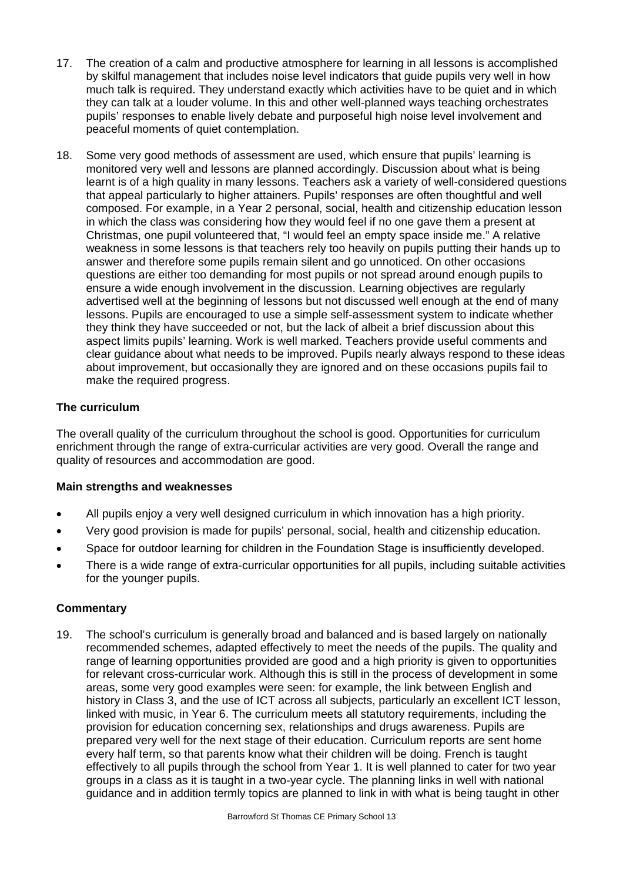17. The creation of a calm and productive atmosphere for learning in all lessons is accomplished by skilful management that includes noise level indicators that guide pupils very well in how much talk is required. They understand exactly which activities have to be quiet and in which they can talk at a louder volume. In this and other well-planned ways teaching orchestrates pupils' responses to enable lively debate and purposeful high noise level involvement and peaceful moments of quiet contemplation.

18. Some very good methods of assessment are used, which ensure that pupils' learning is monitored very well and lessons are planned accordingly. Discussion about what is being learnt is of a high quality in many lessons. Teachers ask a variety of well-considered questions that appeal particularly to higher attainers. Pupils' responses are often thoughtful and well composed. For example, in a Year 2 personal, social, health and citizenship education lesson in which the class was considering how they would feel if no one gave them a present at Christmas, one pupil volunteered that, "I would feel an empty space inside me." A relative weakness in some lessons is that teachers rely too heavily on pupils putting their hands up to answer and therefore some pupils remain silent and go unnoticed. On other occasions questions are either too demanding for most pupils or not spread around enough pupils to ensure a wide enough involvement in the discussion. Learning objectives are regularly advertised well at the beginning of lessons but not discussed well enough at the end of many lessons. Pupils are encouraged to use a simple self-assessment system to indicate whether they think they have succeeded or not, but the lack of albeit a brief discussion about this aspect limits pupils' learning. Work is well marked. Teachers provide useful comments and clear guidance about what needs to be improved. Pupils nearly always respond to these ideas about improvement, but occasionally they are ignored and on these occasions pupils fail to make the required progress.

### The curriculum

The overall quality of the curriculum throughout the school is good. Opportunities for curriculum enrichment through the range of extra-curricular activities are very good. Overall the range and quality of resources and accommodation are good.

#### Main strengths and weaknesses

- All pupils enjoy a very well designed curriculum in which innovation has a high priority.
- Very good provision is made for pupils' personal, social, health and citizenship education.
- Space for outdoor learning for children in the Foundation Stage is insufficiently developed.
- There is a wide range of extra-curricular opportunities for all pupils, including suitable activities for the younger pupils.

#### Commentary

19. The school's curriculum is generally broad and balanced and is based largely on nationally recommended schemes, adapted effectively to meet the needs of the pupils. The quality and range of learning opportunities provided are good and a high priority is given to opportunities for relevant cross-curricular work. Although this is still in the process of development in some areas, some very good examples were seen: for example, the link between English and history in Class 3, and the use of ICT across all subjects, particularly an excellent ICT lesson, linked with music, in Year 6. The curriculum meets all statutory requirements, including the provision for education concerning sex, relationships and drugs awareness. Pupils are prepared very well for the next stage of their education. Curriculum reports are sent home every half term, so that parents know what their children will be doing. French is taught effectively to all pupils through the school from Year 1. It is well planned to cater for two year groups in a class as it is taught in a two-year cycle. The planning links in well with national guidance and in addition termly topics are planned to link in with what is being taught in other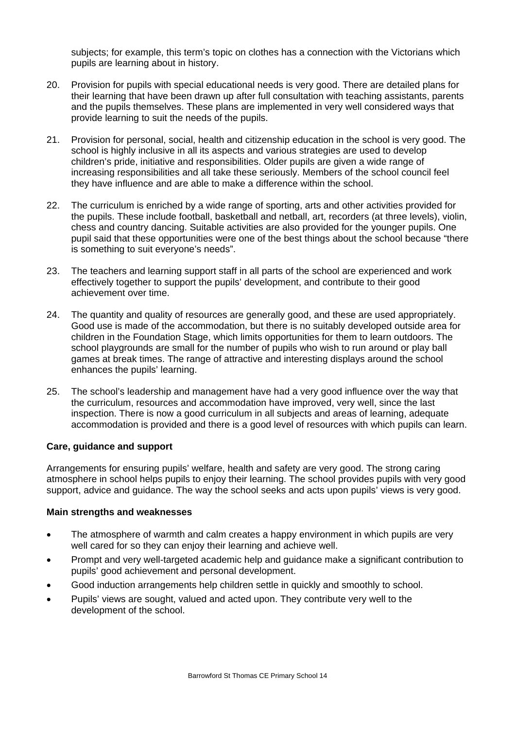subjects; for example, this term's topic on clothes has a connection with the Victorians which pupils are learning about in history.

20. Provision for pupils with special educational needs is very good. There are detailed plans for their learning that have been drawn up after full consultation with teaching assistants, parents and the pupils themselves. These plans are implemented in very well considered ways that provide learning to suit the needs of the pupils.

21. Provision for personal, social, health and citizenship education in the school is very good. The school is highly inclusive in all its aspects and various strategies are used to develop children's pride, initiative and responsibilities. Older pupils are given a wide range of increasing responsibilities and all take these seriously. Members of the school council feel they have influence and are able to make a difference within the school.

22. The curriculum is enriched by a wide range of sporting, arts and other activities provided for the pupils. These include football, basketball and netball, art, recorders (at three levels), violin, chess and country dancing. Suitable activities are also provided for the younger pupils. One pupil said that these opportunities were one of the best things about the school because "there is something to suit everyone's needs".

23. The teachers and learning support staff in all parts of the school are experienced and work effectively together to support the pupils' development, and contribute to their good achievement over time.

24. The quantity and quality of resources are generally good, and these are used appropriately. Good use is made of the accommodation, but there is no suitably developed outside area for children in the Foundation Stage, which limits opportunities for them to learn outdoors. The school playgrounds are small for the number of pupils who wish to run around or play ball games at break times. The range of attractive and interesting displays around the school enhances the pupils' learning.

25. The school's leadership and management have had a very good influence over the way that the curriculum, resources and accommodation have improved, very well, since the last inspection. There is now a good curriculum in all subjects and areas of learning, adequate accommodation is provided and there is a good level of resources with which pupils can learn.

### Care, guidance and support

Arrangements for ensuring pupils' welfare, health and safety are very good. The strong caring atmosphere in school helps pupils to enjoy their learning. The school provides pupils with very good support, advice and guidance. The way the school seeks and acts upon pupils' views is very good.

#### Main strengths and weaknesses

- The atmosphere of warmth and calm creates a happy environment in which pupils are very well cared for so they can enjoy their learning and achieve well.
- Prompt and very well-targeted academic help and guidance make a significant contribution to pupils' good achievement and personal development.
- Good induction arrangements help children settle in quickly and smoothly to school.
- Pupils' views are sought, valued and acted upon. They contribute very well to the development of the school.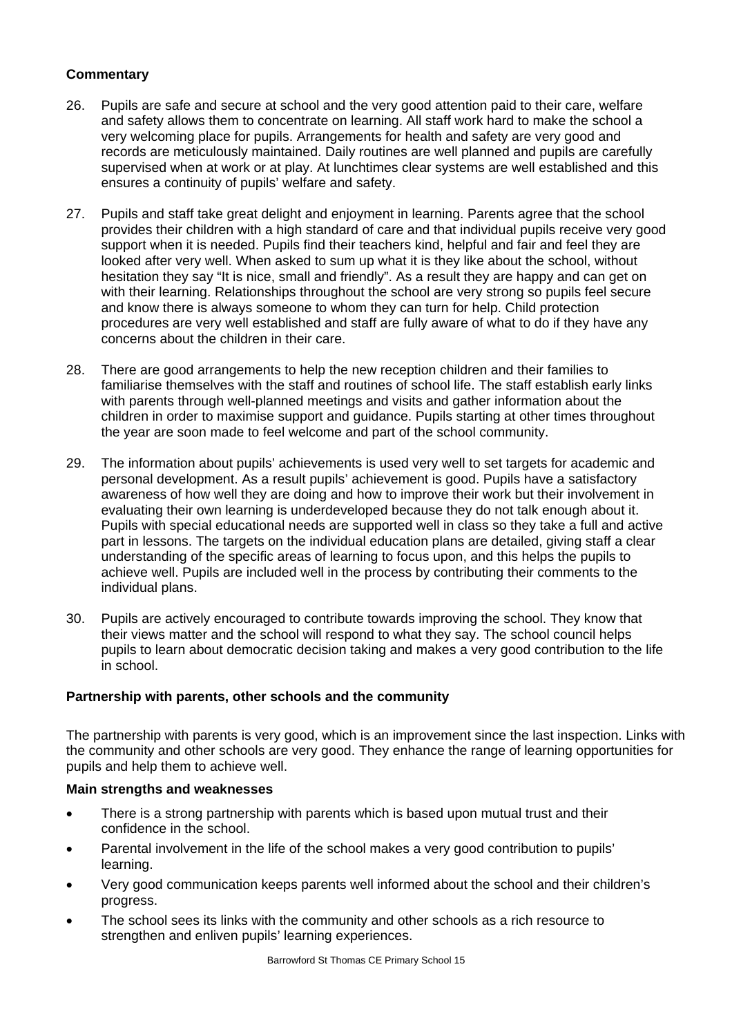### Commentary

26. Pupils are safe and secure at school and the very good attention paid to their care, welfare and safety allows them to concentrate on learning. All staff work hard to make the school a very welcoming place for pupils. Arrangements for health and safety are very good and records are meticulously maintained. Daily routines are well planned and pupils are carefully supervised when at work or at play. At lunchtimes clear systems are well established and this ensures a continuity of pupils' welfare and safety.

27. Pupils and staff take great delight and enjoyment in learning. Parents agree that the school provides their children with a high standard of care and that individual pupils receive very good support when it is needed. Pupils find their teachers kind, helpful and fair and feel they are looked after very well. When asked to sum up what it is they like about the school, without hesitation they say "It is nice, small and friendly". As a result they are happy and can get on with their learning. Relationships throughout the school are very strong so pupils feel secure and know there is always someone to whom they can turn for help. Child protection procedures are very well established and staff are fully aware of what to do if they have any concerns about the children in their care.

28. There are good arrangements to help the new reception children and their families to familiarise themselves with the staff and routines of school life. The staff establish early links with parents through well-planned meetings and visits and gather information about the children in order to maximise support and guidance. Pupils starting at other times throughout the year are soon made to feel welcome and part of the school community.

29. The information about pupils' achievements is used very well to set targets for academic and personal development. As a result pupils' achievement is good. Pupils have a satisfactory awareness of how well they are doing and how to improve their work but their involvement in evaluating their own learning is underdeveloped because they do not talk enough about it. Pupils with special educational needs are supported well in class so they take a full and active part in lessons. The targets on the individual education plans are detailed, giving staff a clear understanding of the specific areas of learning to focus upon, and this helps the pupils to achieve well. Pupils are included well in the process by contributing their comments to the individual plans.

30. Pupils are actively encouraged to contribute towards improving the school. They know that their views matter and the school will respond to what they say. The school council helps pupils to learn about democratic decision taking and makes a very good contribution to the life in school.

## Partnership with parents, other schools and the community

The partnership with parents is very good, which is an improvement since the last inspection. Links with the community and other schools are very good. They enhance the range of learning opportunities for pupils and help them to achieve well.

### Main strengths and weaknesses

- There is a strong partnership with parents which is based upon mutual trust and their confidence in the school.
- Parental involvement in the life of the school makes a very good contribution to pupils' learning.
- Very good communication keeps parents well informed about the school and their children's progress.
- The school sees its links with the community and other schools as a rich resource to strengthen and enliven pupils' learning experiences.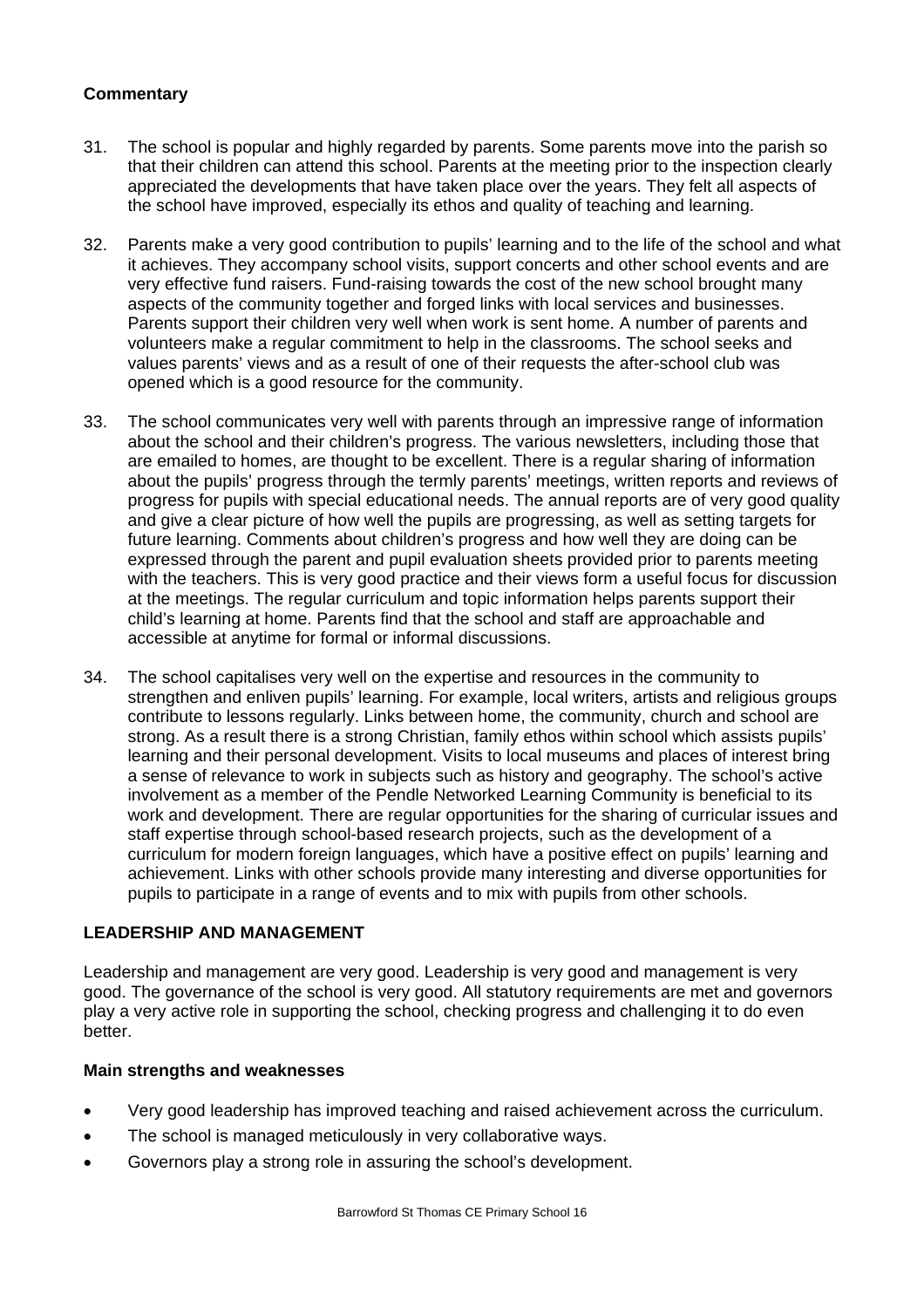### Commentary

31. The school is popular and highly regarded by parents. Some parents move into the parish so that their children can attend this school. Parents at the meeting prior to the inspection clearly appreciated the developments that have taken place over the years. They felt all aspects of the school have improved, especially its ethos and quality of teaching and learning.

32. Parents make a very good contribution to pupils' learning and to the life of the school and what it achieves. They accompany school visits, support concerts and other school events and are very effective fund raisers. Fund-raising towards the cost of the new school brought many aspects of the community together and forged links with local services and businesses. Parents support their children very well when work is sent home. A number of parents and volunteers make a regular commitment to help in the classrooms. The school seeks and values parents' views and as a result of one of their requests the after-school club was opened which is a good resource for the community.

33. The school communicates very well with parents through an impressive range of information about the school and their children's progress. The various newsletters, including those that are emailed to homes, are thought to be excellent. There is a regular sharing of information about the pupils' progress through the termly parents' meetings, written reports and reviews of progress for pupils with special educational needs. The annual reports are of very good quality and give a clear picture of how well the pupils are progressing, as well as setting targets for future learning. Comments about children's progress and how well they are doing can be expressed through the parent and pupil evaluation sheets provided prior to parents meeting with the teachers. This is very good practice and their views form a useful focus for discussion at the meetings. The regular curriculum and topic information helps parents support their child's learning at home. Parents find that the school and staff are approachable and accessible at anytime for formal or informal discussions.

34. The school capitalises very well on the expertise and resources in the community to strengthen and enliven pupils' learning. For example, local writers, artists and religious groups contribute to lessons regularly. Links between home, the community, church and school are strong. As a result there is a strong Christian, family ethos within school which assists pupils' learning and their personal development. Visits to local museums and places of interest bring a sense of relevance to work in subjects such as history and geography. The school's active involvement as a member of the Pendle Networked Learning Community is beneficial to its work and development. There are regular opportunities for the sharing of curricular issues and staff expertise through school-based research projects, such as the development of a curriculum for modern foreign languages, which have a positive effect on pupils' learning and achievement. Links with other schools provide many interesting and diverse opportunities for pupils to participate in a range of events and to mix with pupils from other schools.

## LEADERSHIP AND MANAGEMENT

Leadership and management are very good. Leadership is very good and management is very good. The governance of the school is very good. All statutory requirements are met and governors play a very active role in supporting the school, checking progress and challenging it to do even better.

### Main strengths and weaknesses

- Very good leadership has improved teaching and raised achievement across the curriculum.
- The school is managed meticulously in very collaborative ways.
- Governors play a strong role in assuring the school's development.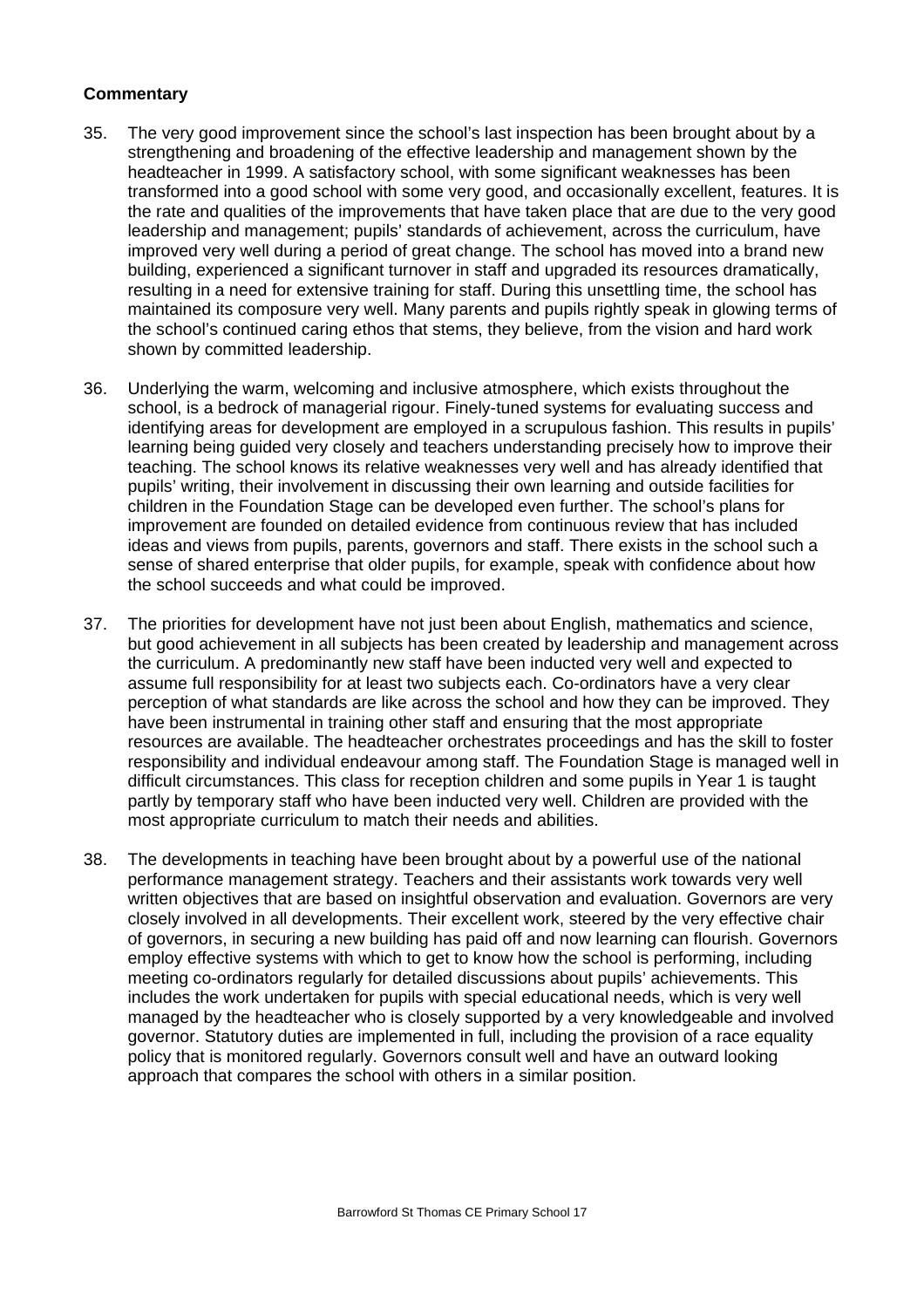**Commentary**

35. The very good improvement since the school's last inspection has been brought about by a strengthening and broadening of the effective leadership and management shown by the headteacher in 1999. A satisfactory school, with some significant weaknesses has been transformed into a good school with some very good, and occasionally excellent, features. It is the rate and qualities of the improvements that have taken place that are due to the very good leadership and management; pupils' standards of achievement, across the curriculum, have improved very well during a period of great change. The school has moved into a brand new building, experienced a significant turnover in staff and upgraded its resources dramatically, resulting in a need for extensive training for staff. During this unsettling time, the school has maintained its composure very well. Many parents and pupils rightly speak in glowing terms of the school's continued caring ethos that stems, they believe, from the vision and hard work shown by committed leadership.

36. Underlying the warm, welcoming and inclusive atmosphere, which exists throughout the school, is a bedrock of managerial rigour. Finely-tuned systems for evaluating success and identifying areas for development are employed in a scrupulous fashion. This results in pupils' learning being guided very closely and teachers understanding precisely how to improve their teaching. The school knows its relative weaknesses very well and has already identified that pupils' writing, their involvement in discussing their own learning and outside facilities for children in the Foundation Stage can be developed even further. The school's plans for improvement are founded on detailed evidence from continuous review that has included ideas and views from pupils, parents, governors and staff. There exists in the school such a sense of shared enterprise that older pupils, for example, speak with confidence about how the school succeeds and what could be improved.

37. The priorities for development have not just been about English, mathematics and science, but good achievement in all subjects has been created by leadership and management across the curriculum. A predominantly new staff have been inducted very well and expected to assume full responsibility for at least two subjects each. Co-ordinators have a very clear perception of what standards are like across the school and how they can be improved. They have been instrumental in training other staff and ensuring that the most appropriate resources are available. The headteacher orchestrates proceedings and has the skill to foster responsibility and individual endeavour among staff. The Foundation Stage is managed well in difficult circumstances. This class for reception children and some pupils in Year 1 is taught partly by temporary staff who have been inducted very well. Children are provided with the most appropriate curriculum to match their needs and abilities.

38. The developments in teaching have been brought about by a powerful use of the national performance management strategy. Teachers and their assistants work towards very well written objectives that are based on insightful observation and evaluation. Governors are very closely involved in all developments. Their excellent work, steered by the very effective chair of governors, in securing a new building has paid off and now learning can flourish. Governors employ effective systems with which to get to know how the school is performing, including meeting co-ordinators regularly for detailed discussions about pupils' achievements. This includes the work undertaken for pupils with special educational needs, which is very well managed by the headteacher who is closely supported by a very knowledgeable and involved governor. Statutory duties are implemented in full, including the provision of a race equality policy that is monitored regularly. Governors consult well and have an outward looking approach that compares the school with others in a similar position.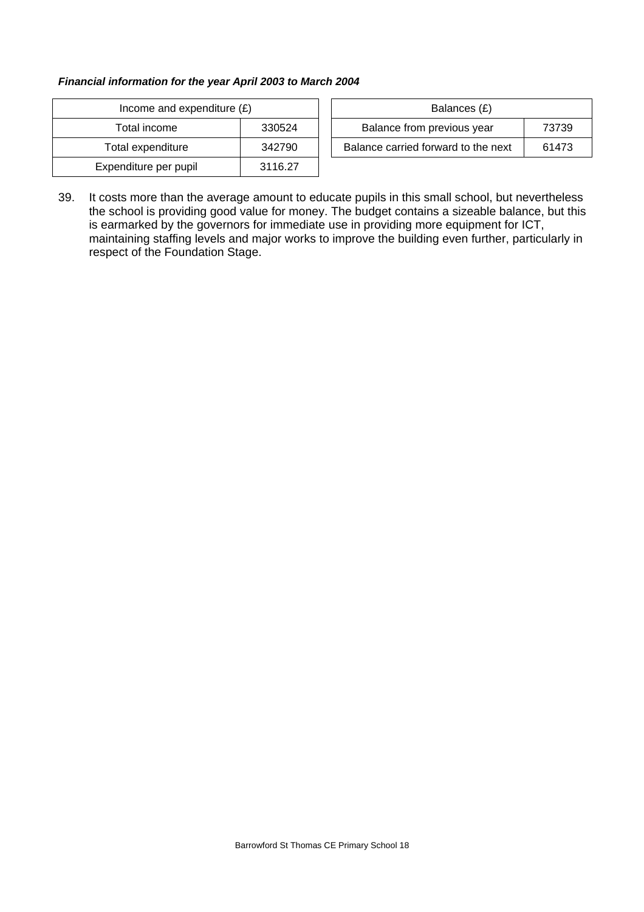***Financial information for the year April 2003 to March 2004***

| Income and expenditure (£) | |
|---|---|
| Total income | 330524 |
| Total expenditure | 342790 |
| Expenditure per pupil | 3116.27 |

| Balances (£) | |
|---|---|
| Balance from previous year | 73739 |
| Balance carried forward to the next | 61473 |

39. It costs more than the average amount to educate pupils in this small school, but nevertheless the school is providing good value for money. The budget contains a sizeable balance, but this is earmarked by the governors for immediate use in providing more equipment for ICT, maintaining staffing levels and major works to improve the building even further, particularly in respect of the Foundation Stage.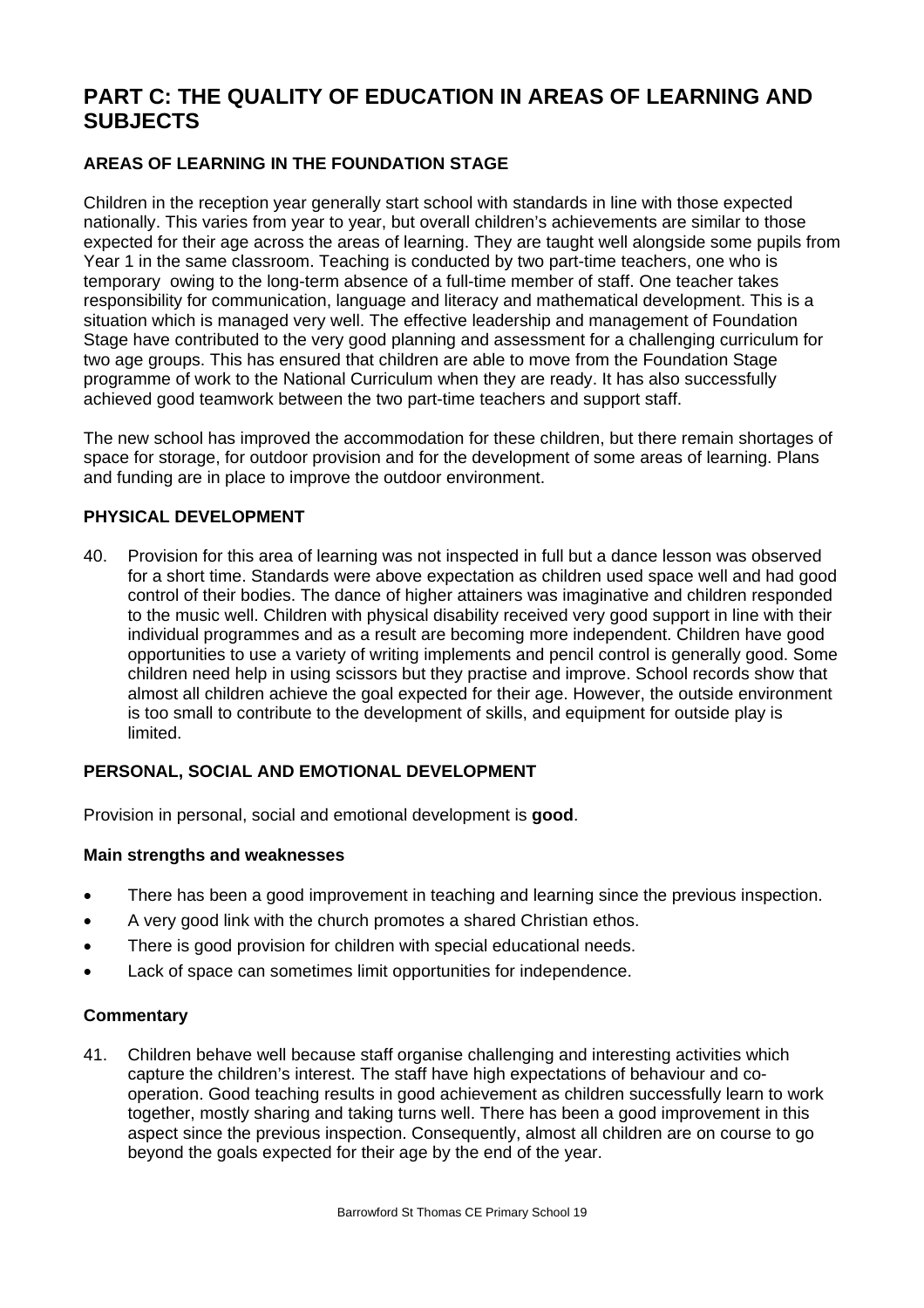# PART C: THE QUALITY OF EDUCATION IN AREAS OF LEARNING AND SUBJECTS

### AREAS OF LEARNING IN THE FOUNDATION STAGE

Children in the reception year generally start school with standards in line with those expected nationally. This varies from year to year, but overall children's achievements are similar to those expected for their age across the areas of learning. They are taught well alongside some pupils from Year 1 in the same classroom. Teaching is conducted by two part-time teachers, one who is temporary owing to the long-term absence of a full-time member of staff. One teacher takes responsibility for communication, language and literacy and mathematical development. This is a situation which is managed very well. The effective leadership and management of Foundation Stage have contributed to the very good planning and assessment for a challenging curriculum for two age groups. This has ensured that children are able to move from the Foundation Stage programme of work to the National Curriculum when they are ready. It has also successfully achieved good teamwork between the two part-time teachers and support staff.

The new school has improved the accommodation for these children, but there remain shortages of space for storage, for outdoor provision and for the development of some areas of learning. Plans and funding are in place to improve the outdoor environment.

### PHYSICAL DEVELOPMENT

40. Provision for this area of learning was not inspected in full but a dance lesson was observed for a short time. Standards were above expectation as children used space well and had good control of their bodies. The dance of higher attainers was imaginative and children responded to the music well. Children with physical disability received very good support in line with their individual programmes and as a result are becoming more independent. Children have good opportunities to use a variety of writing implements and pencil control is generally good. Some children need help in using scissors but they practise and improve. School records show that almost all children achieve the goal expected for their age. However, the outside environment is too small to contribute to the development of skills, and equipment for outside play is limited.

### PERSONAL, SOCIAL AND EMOTIONAL DEVELOPMENT

Provision in personal, social and emotional development is **good**.

#### Main strengths and weaknesses

- There has been a good improvement in teaching and learning since the previous inspection.
- A very good link with the church promotes a shared Christian ethos.
- There is good provision for children with special educational needs.
- Lack of space can sometimes limit opportunities for independence.

#### Commentary

41. Children behave well because staff organise challenging and interesting activities which capture the children's interest. The staff have high expectations of behaviour and co-operation. Good teaching results in good achievement as children successfully learn to work together, mostly sharing and taking turns well. There has been a good improvement in this aspect since the previous inspection. Consequently, almost all children are on course to go beyond the goals expected for their age by the end of the year.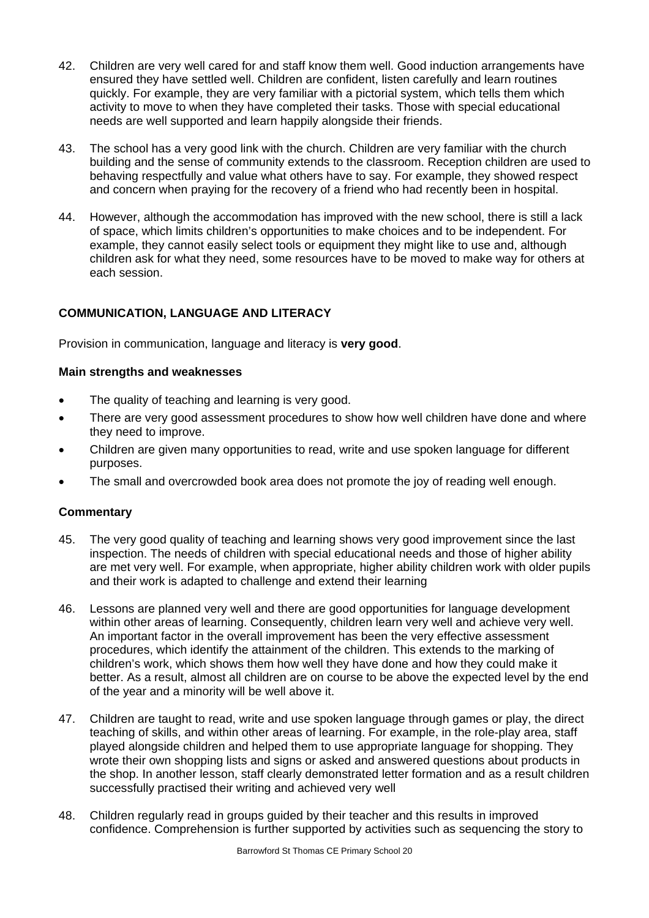42. Children are very well cared for and staff know them well. Good induction arrangements have ensured they have settled well. Children are confident, listen carefully and learn routines quickly. For example, they are very familiar with a pictorial system, which tells them which activity to move to when they have completed their tasks. Those with special educational needs are well supported and learn happily alongside their friends.

43. The school has a very good link with the church. Children are very familiar with the church building and the sense of community extends to the classroom. Reception children are used to behaving respectfully and value what others have to say. For example, they showed respect and concern when praying for the recovery of a friend who had recently been in hospital.

44. However, although the accommodation has improved with the new school, there is still a lack of space, which limits children's opportunities to make choices and to be independent. For example, they cannot easily select tools or equipment they might like to use and, although children ask for what they need, some resources have to be moved to make way for others at each session.

## COMMUNICATION, LANGUAGE AND LITERACY

Provision in communication, language and literacy is **very good**.

### Main strengths and weaknesses

- The quality of teaching and learning is very good.
- There are very good assessment procedures to show how well children have done and where they need to improve.
- Children are given many opportunities to read, write and use spoken language for different purposes.
- The small and overcrowded book area does not promote the joy of reading well enough.

### Commentary

45. The very good quality of teaching and learning shows very good improvement since the last inspection. The needs of children with special educational needs and those of higher ability are met very well. For example, when appropriate, higher ability children work with older pupils and their work is adapted to challenge and extend their learning

46. Lessons are planned very well and there are good opportunities for language development within other areas of learning. Consequently, children learn very well and achieve very well. An important factor in the overall improvement has been the very effective assessment procedures, which identify the attainment of the children. This extends to the marking of children's work, which shows them how well they have done and how they could make it better. As a result, almost all children are on course to be above the expected level by the end of the year and a minority will be well above it.

47. Children are taught to read, write and use spoken language through games or play, the direct teaching of skills, and within other areas of learning. For example, in the role-play area, staff played alongside children and helped them to use appropriate language for shopping. They wrote their own shopping lists and signs or asked and answered questions about products in the shop. In another lesson, staff clearly demonstrated letter formation and as a result children successfully practised their writing and achieved very well

48. Children regularly read in groups guided by their teacher and this results in improved confidence. Comprehension is further supported by activities such as sequencing the story to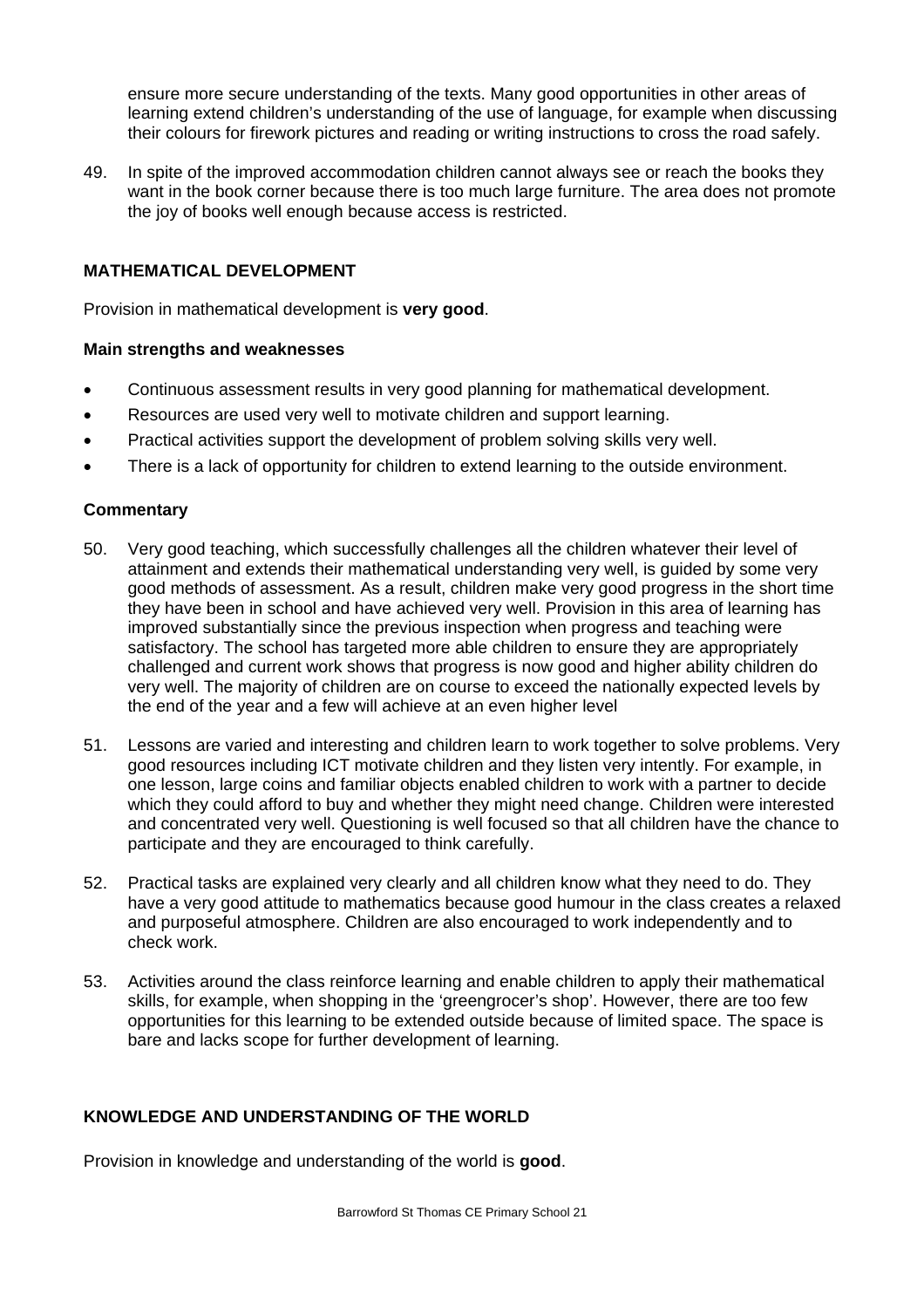ensure more secure understanding of the texts. Many good opportunities in other areas of learning extend children's understanding of the use of language, for example when discussing their colours for firework pictures and reading or writing instructions to cross the road safely.

49. In spite of the improved accommodation children cannot always see or reach the books they want in the book corner because there is too much large furniture. The area does not promote the joy of books well enough because access is restricted.

## MATHEMATICAL DEVELOPMENT

Provision in mathematical development is **very good**.

### Main strengths and weaknesses

- Continuous assessment results in very good planning for mathematical development.
- Resources are used very well to motivate children and support learning.
- Practical activities support the development of problem solving skills very well.
- There is a lack of opportunity for children to extend learning to the outside environment.

### Commentary

50. Very good teaching, which successfully challenges all the children whatever their level of attainment and extends their mathematical understanding very well, is guided by some very good methods of assessment. As a result, children make very good progress in the short time they have been in school and have achieved very well. Provision in this area of learning has improved substantially since the previous inspection when progress and teaching were satisfactory. The school has targeted more able children to ensure they are appropriately challenged and current work shows that progress is now good and higher ability children do very well. The majority of children are on course to exceed the nationally expected levels by the end of the year and a few will achieve at an even higher level

51. Lessons are varied and interesting and children learn to work together to solve problems. Very good resources including ICT motivate children and they listen very intently. For example, in one lesson, large coins and familiar objects enabled children to work with a partner to decide which they could afford to buy and whether they might need change. Children were interested and concentrated very well. Questioning is well focused so that all children have the chance to participate and they are encouraged to think carefully.

52. Practical tasks are explained very clearly and all children know what they need to do. They have a very good attitude to mathematics because good humour in the class creates a relaxed and purposeful atmosphere. Children are also encouraged to work independently and to check work.

53. Activities around the class reinforce learning and enable children to apply their mathematical skills, for example, when shopping in the 'greengrocer's shop'. However, there are too few opportunities for this learning to be extended outside because of limited space. The space is bare and lacks scope for further development of learning.

## KNOWLEDGE AND UNDERSTANDING OF THE WORLD

Provision in knowledge and understanding of the world is **good**.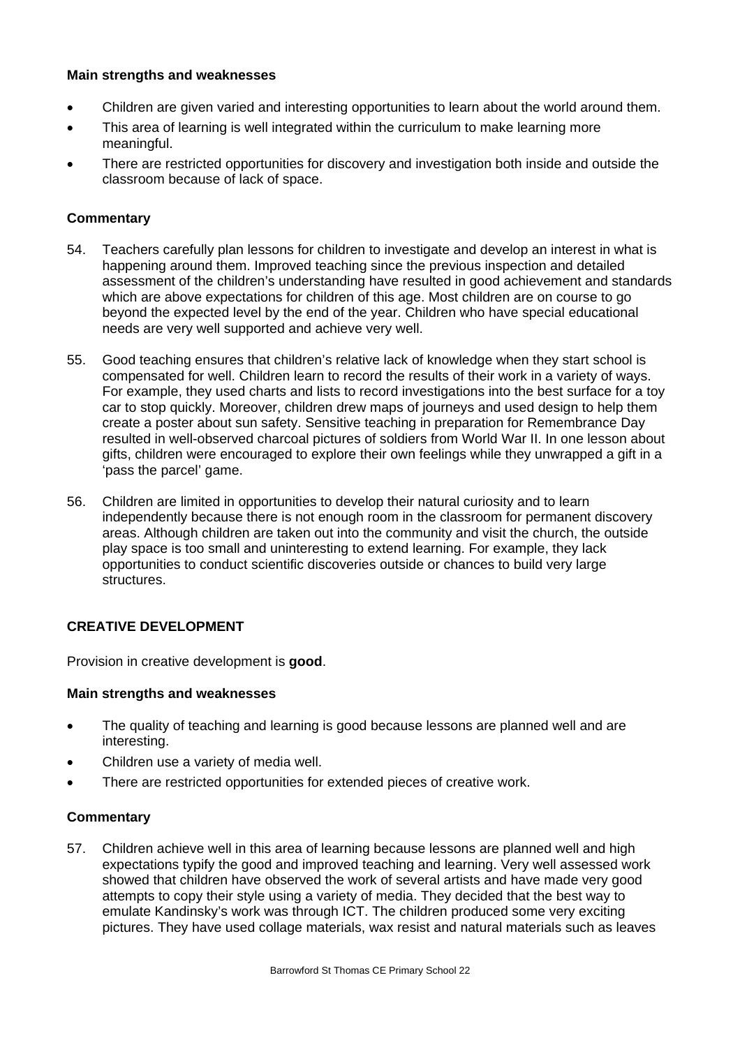**Main strengths and weaknesses**

- Children are given varied and interesting opportunities to learn about the world around them.
- This area of learning is well integrated within the curriculum to make learning more meaningful.
- There are restricted opportunities for discovery and investigation both inside and outside the classroom because of lack of space.

**Commentary**

54. Teachers carefully plan lessons for children to investigate and develop an interest in what is happening around them. Improved teaching since the previous inspection and detailed assessment of the children's understanding have resulted in good achievement and standards which are above expectations for children of this age. Most children are on course to go beyond the expected level by the end of the year. Children who have special educational needs are very well supported and achieve very well.

55. Good teaching ensures that children's relative lack of knowledge when they start school is compensated for well. Children learn to record the results of their work in a variety of ways. For example, they used charts and lists to record investigations into the best surface for a toy car to stop quickly. Moreover, children drew maps of journeys and used design to help them create a poster about sun safety. Sensitive teaching in preparation for Remembrance Day resulted in well-observed charcoal pictures of soldiers from World War II. In one lesson about gifts, children were encouraged to explore their own feelings while they unwrapped a gift in a 'pass the parcel' game.

56. Children are limited in opportunities to develop their natural curiosity and to learn independently because there is not enough room in the classroom for permanent discovery areas. Although children are taken out into the community and visit the church, the outside play space is too small and uninteresting to extend learning. For example, they lack opportunities to conduct scientific discoveries outside or chances to build very large structures.

## CREATIVE DEVELOPMENT

Provision in creative development is **good**.

**Main strengths and weaknesses**

- The quality of teaching and learning is good because lessons are planned well and are interesting.
- Children use a variety of media well.
- There are restricted opportunities for extended pieces of creative work.

**Commentary**

57. Children achieve well in this area of learning because lessons are planned well and high expectations typify the good and improved teaching and learning. Very well assessed work showed that children have observed the work of several artists and have made very good attempts to copy their style using a variety of media. They decided that the best way to emulate Kandinsky's work was through ICT. The children produced some very exciting pictures. They have used collage materials, wax resist and natural materials such as leaves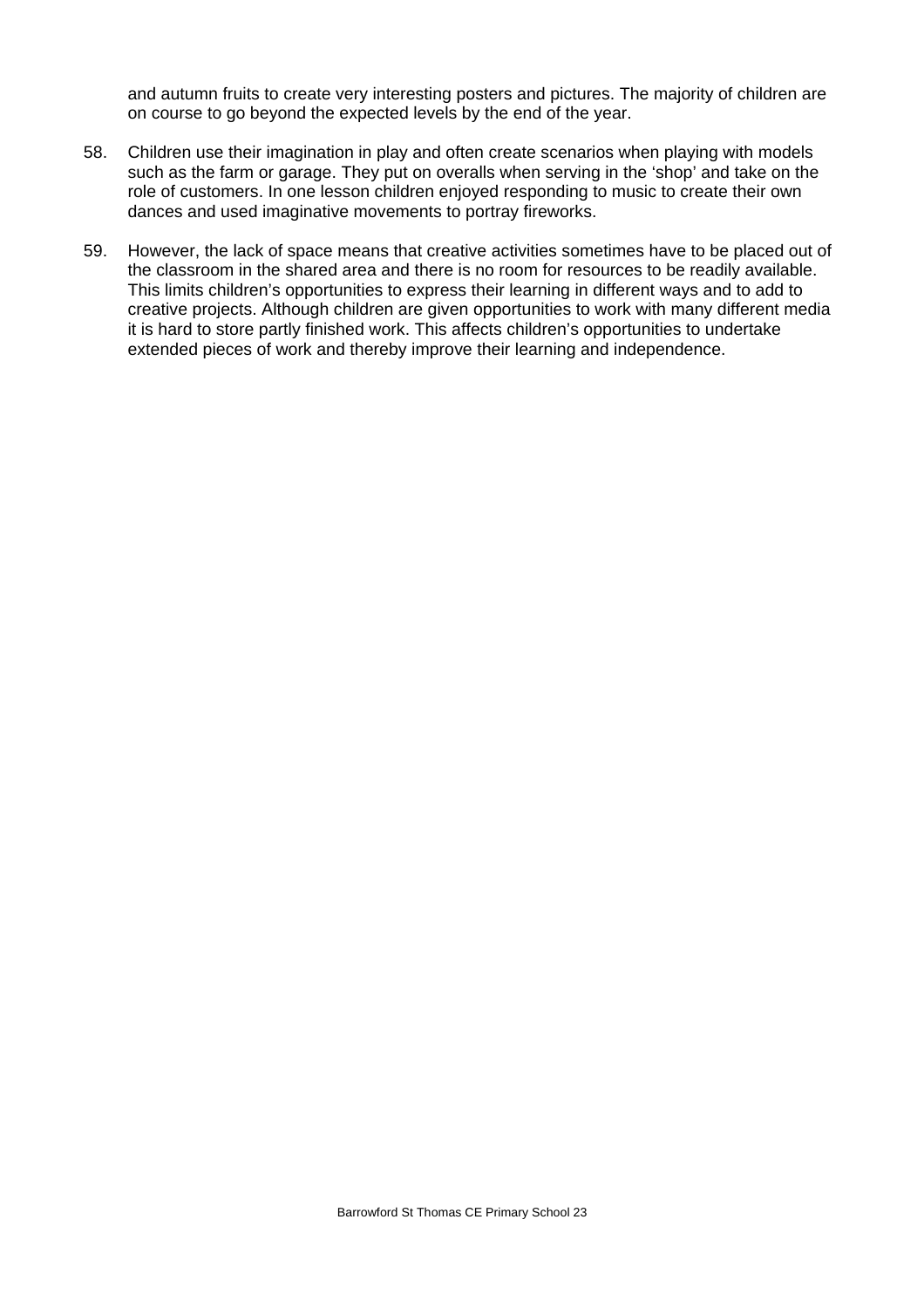and autumn fruits to create very interesting posters and pictures. The majority of children are on course to go beyond the expected levels by the end of the year.

58. Children use their imagination in play and often create scenarios when playing with models such as the farm or garage. They put on overalls when serving in the 'shop' and take on the role of customers. In one lesson children enjoyed responding to music to create their own dances and used imaginative movements to portray fireworks.

59. However, the lack of space means that creative activities sometimes have to be placed out of the classroom in the shared area and there is no room for resources to be readily available. This limits children's opportunities to express their learning in different ways and to add to creative projects. Although children are given opportunities to work with many different media it is hard to store partly finished work. This affects children's opportunities to undertake extended pieces of work and thereby improve their learning and independence.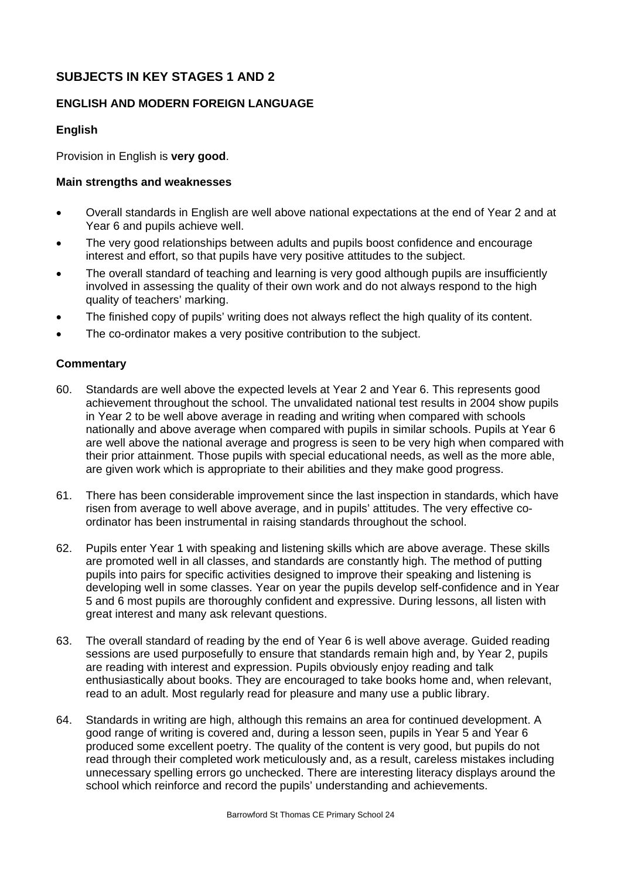## SUBJECTS IN KEY STAGES 1 AND 2

### ENGLISH AND MODERN FOREIGN LANGUAGE

#### English

Provision in English is **very good**.

**Main strengths and weaknesses**

- Overall standards in English are well above national expectations at the end of Year 2 and at Year 6 and pupils achieve well.
- The very good relationships between adults and pupils boost confidence and encourage interest and effort, so that pupils have very positive attitudes to the subject.
- The overall standard of teaching and learning is very good although pupils are insufficiently involved in assessing the quality of their own work and do not always respond to the high quality of teachers' marking.
- The finished copy of pupils' writing does not always reflect the high quality of its content.
- The co-ordinator makes a very positive contribution to the subject.

**Commentary**

60. Standards are well above the expected levels at Year 2 and Year 6. This represents good achievement throughout the school. The unvalidated national test results in 2004 show pupils in Year 2 to be well above average in reading and writing when compared with schools nationally and above average when compared with pupils in similar schools. Pupils at Year 6 are well above the national average and progress is seen to be very high when compared with their prior attainment. Those pupils with special educational needs, as well as the more able, are given work which is appropriate to their abilities and they make good progress.

61. There has been considerable improvement since the last inspection in standards, which have risen from average to well above average, and in pupils' attitudes. The very effective co-ordinator has been instrumental in raising standards throughout the school.

62. Pupils enter Year 1 with speaking and listening skills which are above average. These skills are promoted well in all classes, and standards are constantly high. The method of putting pupils into pairs for specific activities designed to improve their speaking and listening is developing well in some classes. Year on year the pupils develop self-confidence and in Year 5 and 6 most pupils are thoroughly confident and expressive. During lessons, all listen with great interest and many ask relevant questions.

63. The overall standard of reading by the end of Year 6 is well above average. Guided reading sessions are used purposefully to ensure that standards remain high and, by Year 2, pupils are reading with interest and expression. Pupils obviously enjoy reading and talk enthusiastically about books. They are encouraged to take books home and, when relevant, read to an adult. Most regularly read for pleasure and many use a public library.

64. Standards in writing are high, although this remains an area for continued development. A good range of writing is covered and, during a lesson seen, pupils in Year 5 and Year 6 produced some excellent poetry. The quality of the content is very good, but pupils do not read through their completed work meticulously and, as a result, careless mistakes including unnecessary spelling errors go unchecked. There are interesting literacy displays around the school which reinforce and record the pupils' understanding and achievements.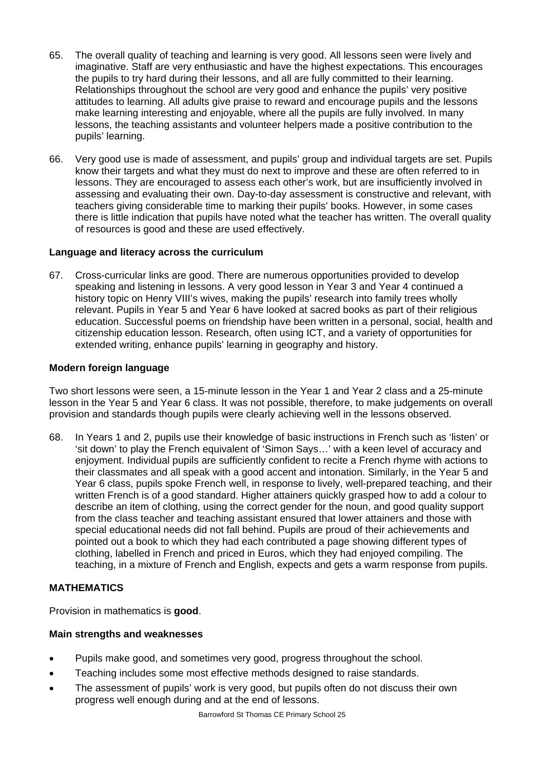65. The overall quality of teaching and learning is very good. All lessons seen were lively and imaginative. Staff are very enthusiastic and have the highest expectations. This encourages the pupils to try hard during their lessons, and all are fully committed to their learning. Relationships throughout the school are very good and enhance the pupils' very positive attitudes to learning. All adults give praise to reward and encourage pupils and the lessons make learning interesting and enjoyable, where all the pupils are fully involved. In many lessons, the teaching assistants and volunteer helpers made a positive contribution to the pupils' learning.

66. Very good use is made of assessment, and pupils' group and individual targets are set. Pupils know their targets and what they must do next to improve and these are often referred to in lessons. They are encouraged to assess each other's work, but are insufficiently involved in assessing and evaluating their own. Day-to-day assessment is constructive and relevant, with teachers giving considerable time to marking their pupils' books. However, in some cases there is little indication that pupils have noted what the teacher has written. The overall quality of resources is good and these are used effectively.

**Language and literacy across the curriculum**

67. Cross-curricular links are good. There are numerous opportunities provided to develop speaking and listening in lessons. A very good lesson in Year 3 and Year 4 continued a history topic on Henry VIII's wives, making the pupils' research into family trees wholly relevant. Pupils in Year 5 and Year 6 have looked at sacred books as part of their religious education. Successful poems on friendship have been written in a personal, social, health and citizenship education lesson. Research, often using ICT, and a variety of opportunities for extended writing, enhance pupils' learning in geography and history.

**Modern foreign language**

Two short lessons were seen, a 15-minute lesson in the Year 1 and Year 2 class and a 25-minute lesson in the Year 5 and Year 6 class. It was not possible, therefore, to make judgements on overall provision and standards though pupils were clearly achieving well in the lessons observed.

68. In Years 1 and 2, pupils use their knowledge of basic instructions in French such as 'listen' or 'sit down' to play the French equivalent of 'Simon Says…' with a keen level of accuracy and enjoyment. Individual pupils are sufficiently confident to recite a French rhyme with actions to their classmates and all speak with a good accent and intonation. Similarly, in the Year 5 and Year 6 class, pupils spoke French well, in response to lively, well-prepared teaching, and their written French is of a good standard. Higher attainers quickly grasped how to add a colour to describe an item of clothing, using the correct gender for the noun, and good quality support from the class teacher and teaching assistant ensured that lower attainers and those with special educational needs did not fall behind. Pupils are proud of their achievements and pointed out a book to which they had each contributed a page showing different types of clothing, labelled in French and priced in Euros, which they had enjoyed compiling. The teaching, in a mixture of French and English, expects and gets a warm response from pupils.

## MATHEMATICS

Provision in mathematics is **good**.

**Main strengths and weaknesses**

- Pupils make good, and sometimes very good, progress throughout the school.
- Teaching includes some most effective methods designed to raise standards.
- The assessment of pupils' work is very good, but pupils often do not discuss their own progress well enough during and at the end of lessons.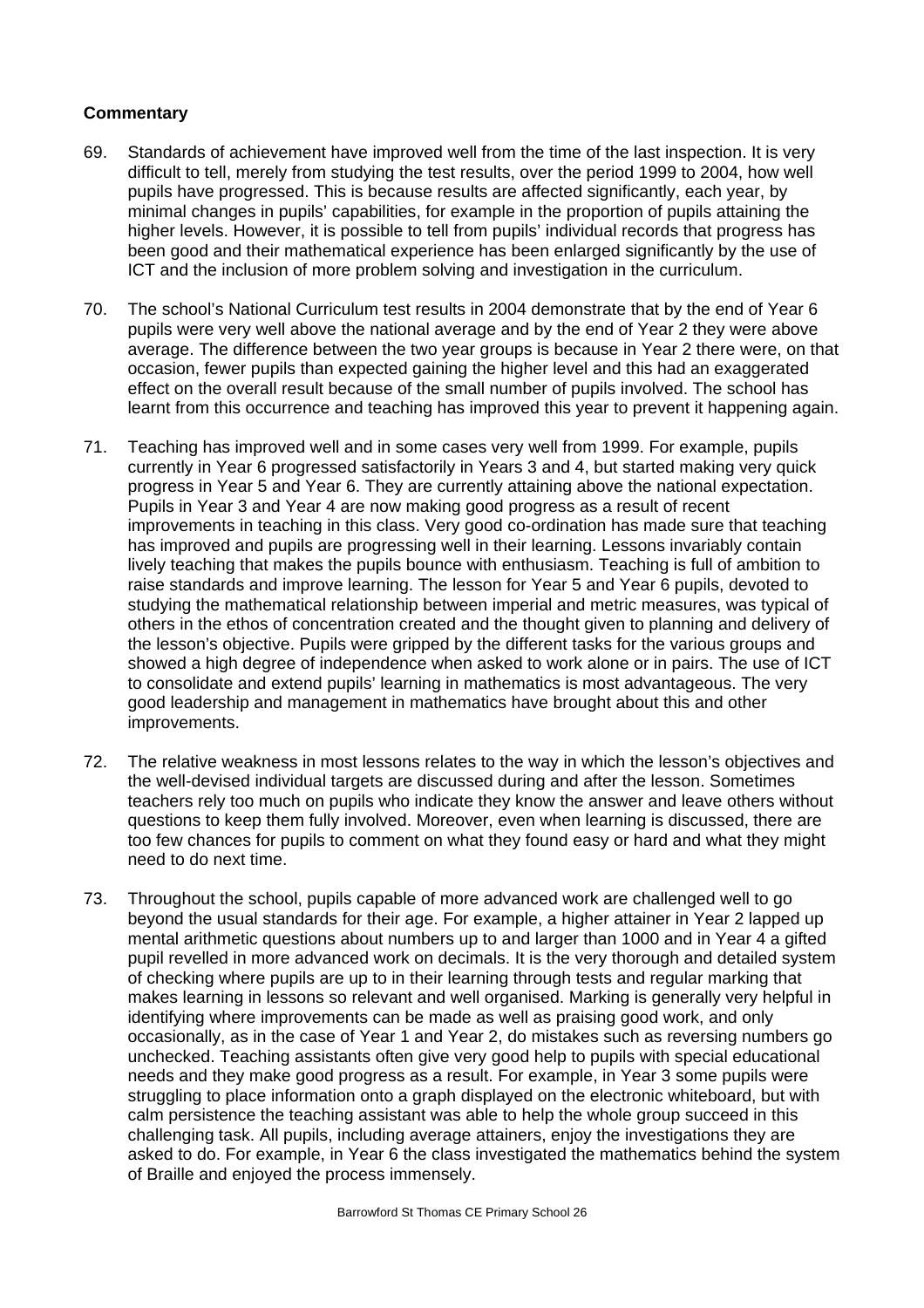**Commentary**

69. Standards of achievement have improved well from the time of the last inspection. It is very difficult to tell, merely from studying the test results, over the period 1999 to 2004, how well pupils have progressed. This is because results are affected significantly, each year, by minimal changes in pupils' capabilities, for example in the proportion of pupils attaining the higher levels. However, it is possible to tell from pupils' individual records that progress has been good and their mathematical experience has been enlarged significantly by the use of ICT and the inclusion of more problem solving and investigation in the curriculum.

70. The school's National Curriculum test results in 2004 demonstrate that by the end of Year 6 pupils were very well above the national average and by the end of Year 2 they were above average. The difference between the two year groups is because in Year 2 there were, on that occasion, fewer pupils than expected gaining the higher level and this had an exaggerated effect on the overall result because of the small number of pupils involved. The school has learnt from this occurrence and teaching has improved this year to prevent it happening again.

71. Teaching has improved well and in some cases very well from 1999. For example, pupils currently in Year 6 progressed satisfactorily in Years 3 and 4, but started making very quick progress in Year 5 and Year 6. They are currently attaining above the national expectation. Pupils in Year 3 and Year 4 are now making good progress as a result of recent improvements in teaching in this class. Very good co-ordination has made sure that teaching has improved and pupils are progressing well in their learning. Lessons invariably contain lively teaching that makes the pupils bounce with enthusiasm. Teaching is full of ambition to raise standards and improve learning. The lesson for Year 5 and Year 6 pupils, devoted to studying the mathematical relationship between imperial and metric measures, was typical of others in the ethos of concentration created and the thought given to planning and delivery of the lesson's objective. Pupils were gripped by the different tasks for the various groups and showed a high degree of independence when asked to work alone or in pairs. The use of ICT to consolidate and extend pupils' learning in mathematics is most advantageous. The very good leadership and management in mathematics have brought about this and other improvements.

72. The relative weakness in most lessons relates to the way in which the lesson's objectives and the well-devised individual targets are discussed during and after the lesson. Sometimes teachers rely too much on pupils who indicate they know the answer and leave others without questions to keep them fully involved. Moreover, even when learning is discussed, there are too few chances for pupils to comment on what they found easy or hard and what they might need to do next time.

73. Throughout the school, pupils capable of more advanced work are challenged well to go beyond the usual standards for their age. For example, a higher attainer in Year 2 lapped up mental arithmetic questions about numbers up to and larger than 1000 and in Year 4 a gifted pupil revelled in more advanced work on decimals. It is the very thorough and detailed system of checking where pupils are up to in their learning through tests and regular marking that makes learning in lessons so relevant and well organised. Marking is generally very helpful in identifying where improvements can be made as well as praising good work, and only occasionally, as in the case of Year 1 and Year 2, do mistakes such as reversing numbers go unchecked. Teaching assistants often give very good help to pupils with special educational needs and they make good progress as a result. For example, in Year 3 some pupils were struggling to place information onto a graph displayed on the electronic whiteboard, but with calm persistence the teaching assistant was able to help the whole group succeed in this challenging task. All pupils, including average attainers, enjoy the investigations they are asked to do. For example, in Year 6 the class investigated the mathematics behind the system of Braille and enjoyed the process immensely.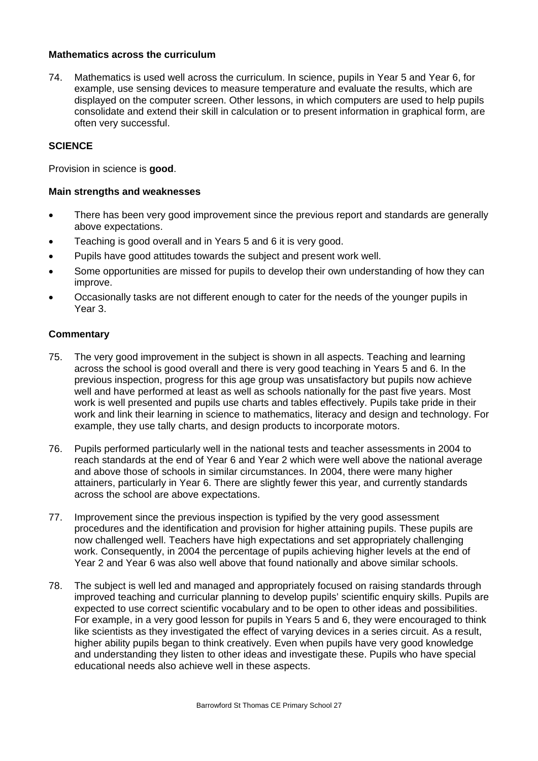### Mathematics across the curriculum

74. Mathematics is used well across the curriculum. In science, pupils in Year 5 and Year 6, for example, use sensing devices to measure temperature and evaluate the results, which are displayed on the computer screen. Other lessons, in which computers are used to help pupils consolidate and extend their skill in calculation or to present information in graphical form, are often very successful.

## SCIENCE

Provision in science is **good**.

### Main strengths and weaknesses

- There has been very good improvement since the previous report and standards are generally above expectations.
- Teaching is good overall and in Years 5 and 6 it is very good.
- Pupils have good attitudes towards the subject and present work well.
- Some opportunities are missed for pupils to develop their own understanding of how they can improve.
- Occasionally tasks are not different enough to cater for the needs of the younger pupils in Year 3.

### Commentary

75. The very good improvement in the subject is shown in all aspects. Teaching and learning across the school is good overall and there is very good teaching in Years 5 and 6. In the previous inspection, progress for this age group was unsatisfactory but pupils now achieve well and have performed at least as well as schools nationally for the past five years. Most work is well presented and pupils use charts and tables effectively. Pupils take pride in their work and link their learning in science to mathematics, literacy and design and technology. For example, they use tally charts, and design products to incorporate motors.

76. Pupils performed particularly well in the national tests and teacher assessments in 2004 to reach standards at the end of Year 6 and Year 2 which were well above the national average and above those of schools in similar circumstances. In 2004, there were many higher attainers, particularly in Year 6. There are slightly fewer this year, and currently standards across the school are above expectations.

77. Improvement since the previous inspection is typified by the very good assessment procedures and the identification and provision for higher attaining pupils. These pupils are now challenged well. Teachers have high expectations and set appropriately challenging work. Consequently, in 2004 the percentage of pupils achieving higher levels at the end of Year 2 and Year 6 was also well above that found nationally and above similar schools.

78. The subject is well led and managed and appropriately focused on raising standards through improved teaching and curricular planning to develop pupils' scientific enquiry skills. Pupils are expected to use correct scientific vocabulary and to be open to other ideas and possibilities. For example, in a very good lesson for pupils in Years 5 and 6, they were encouraged to think like scientists as they investigated the effect of varying devices in a series circuit. As a result, higher ability pupils began to think creatively. Even when pupils have very good knowledge and understanding they listen to other ideas and investigate these. Pupils who have special educational needs also achieve well in these aspects.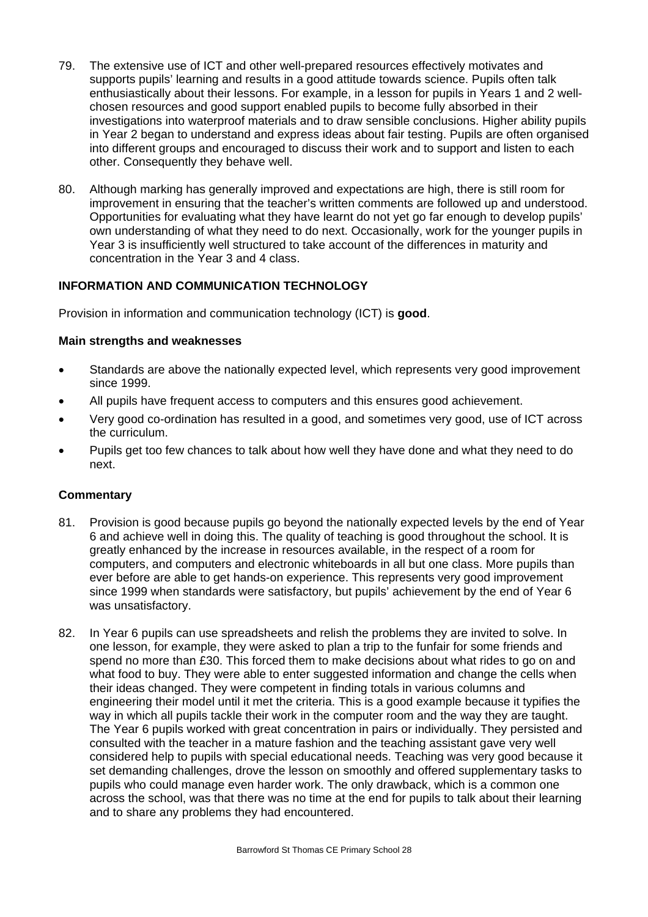79. The extensive use of ICT and other well-prepared resources effectively motivates and supports pupils' learning and results in a good attitude towards science. Pupils often talk enthusiastically about their lessons. For example, in a lesson for pupils in Years 1 and 2 well-chosen resources and good support enabled pupils to become fully absorbed in their investigations into waterproof materials and to draw sensible conclusions. Higher ability pupils in Year 2 began to understand and express ideas about fair testing. Pupils are often organised into different groups and encouraged to discuss their work and to support and listen to each other. Consequently they behave well.

80. Although marking has generally improved and expectations are high, there is still room for improvement in ensuring that the teacher's written comments are followed up and understood. Opportunities for evaluating what they have learnt do not yet go far enough to develop pupils' own understanding of what they need to do next. Occasionally, work for the younger pupils in Year 3 is insufficiently well structured to take account of the differences in maturity and concentration in the Year 3 and 4 class.

## INFORMATION AND COMMUNICATION TECHNOLOGY

Provision in information and communication technology (ICT) is **good**.

### Main strengths and weaknesses

- Standards are above the nationally expected level, which represents very good improvement since 1999.
- All pupils have frequent access to computers and this ensures good achievement.
- Very good co-ordination has resulted in a good, and sometimes very good, use of ICT across the curriculum.
- Pupils get too few chances to talk about how well they have done and what they need to do next.

### Commentary

81. Provision is good because pupils go beyond the nationally expected levels by the end of Year 6 and achieve well in doing this. The quality of teaching is good throughout the school. It is greatly enhanced by the increase in resources available, in the respect of a room for computers, and computers and electronic whiteboards in all but one class. More pupils than ever before are able to get hands-on experience. This represents very good improvement since 1999 when standards were satisfactory, but pupils' achievement by the end of Year 6 was unsatisfactory.

82. In Year 6 pupils can use spreadsheets and relish the problems they are invited to solve. In one lesson, for example, they were asked to plan a trip to the funfair for some friends and spend no more than £30. This forced them to make decisions about what rides to go on and what food to buy. They were able to enter suggested information and change the cells when their ideas changed. They were competent in finding totals in various columns and engineering their model until it met the criteria. This is a good example because it typifies the way in which all pupils tackle their work in the computer room and the way they are taught. The Year 6 pupils worked with great concentration in pairs or individually. They persisted and consulted with the teacher in a mature fashion and the teaching assistant gave very well considered help to pupils with special educational needs. Teaching was very good because it set demanding challenges, drove the lesson on smoothly and offered supplementary tasks to pupils who could manage even harder work. The only drawback, which is a common one across the school, was that there was no time at the end for pupils to talk about their learning and to share any problems they had encountered.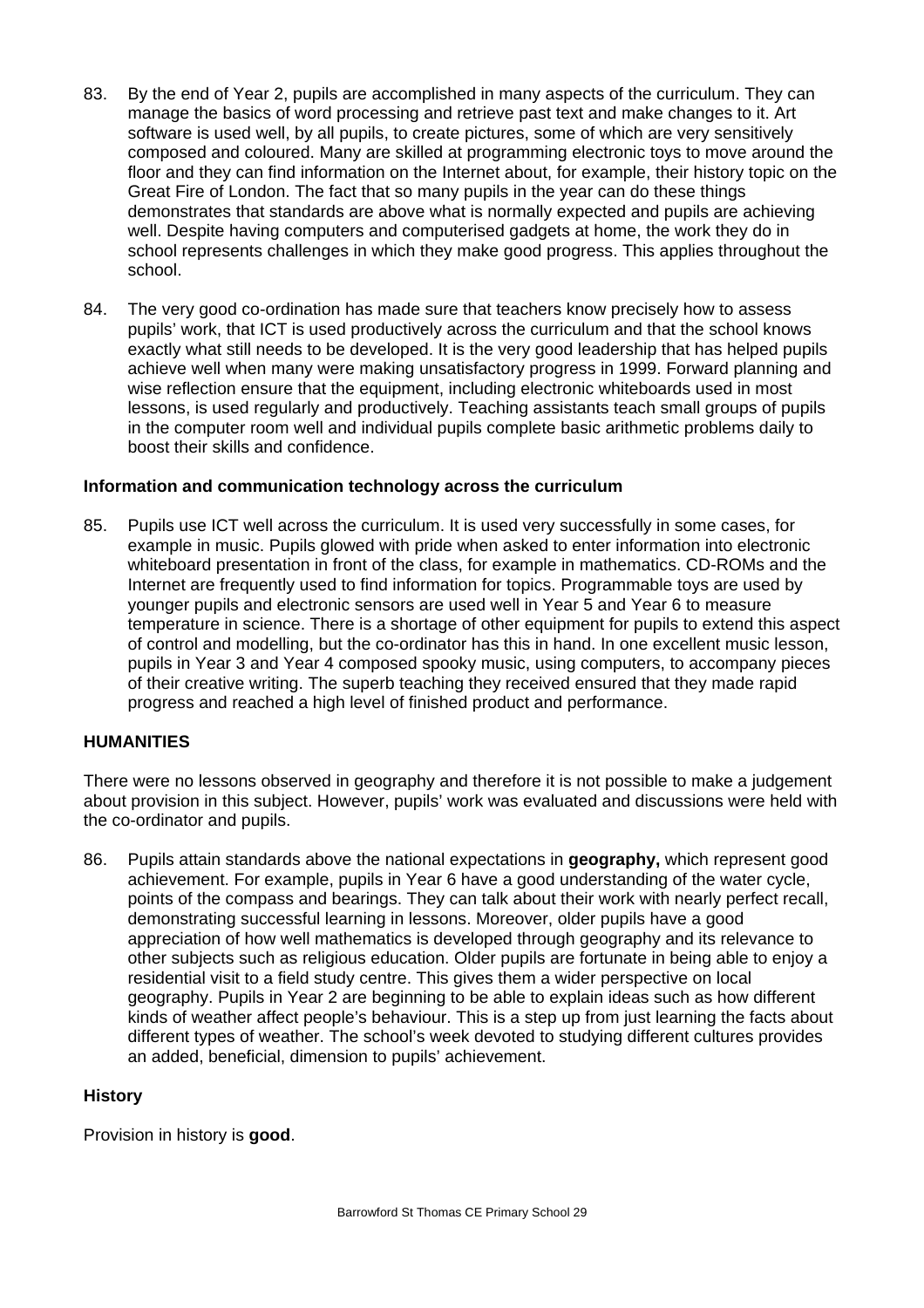83. By the end of Year 2, pupils are accomplished in many aspects of the curriculum. They can manage the basics of word processing and retrieve past text and make changes to it. Art software is used well, by all pupils, to create pictures, some of which are very sensitively composed and coloured. Many are skilled at programming electronic toys to move around the floor and they can find information on the Internet about, for example, their history topic on the Great Fire of London. The fact that so many pupils in the year can do these things demonstrates that standards are above what is normally expected and pupils are achieving well. Despite having computers and computerised gadgets at home, the work they do in school represents challenges in which they make good progress. This applies throughout the school.

84. The very good co-ordination has made sure that teachers know precisely how to assess pupils' work, that ICT is used productively across the curriculum and that the school knows exactly what still needs to be developed. It is the very good leadership that has helped pupils achieve well when many were making unsatisfactory progress in 1999. Forward planning and wise reflection ensure that the equipment, including electronic whiteboards used in most lessons, is used regularly and productively. Teaching assistants teach small groups of pupils in the computer room well and individual pupils complete basic arithmetic problems daily to boost their skills and confidence.

**Information and communication technology across the curriculum**

85. Pupils use ICT well across the curriculum. It is used very successfully in some cases, for example in music. Pupils glowed with pride when asked to enter information into electronic whiteboard presentation in front of the class, for example in mathematics. CD-ROMs and the Internet are frequently used to find information for topics. Programmable toys are used by younger pupils and electronic sensors are used well in Year 5 and Year 6 to measure temperature in science. There is a shortage of other equipment for pupils to extend this aspect of control and modelling, but the co-ordinator has this in hand. In one excellent music lesson, pupils in Year 3 and Year 4 composed spooky music, using computers, to accompany pieces of their creative writing. The superb teaching they received ensured that they made rapid progress and reached a high level of finished product and performance.

## HUMANITIES

There were no lessons observed in geography and therefore it is not possible to make a judgement about provision in this subject. However, pupils' work was evaluated and discussions were held with the co-ordinator and pupils.

86. Pupils attain standards above the national expectations in **geography,** which represent good achievement. For example, pupils in Year 6 have a good understanding of the water cycle, points of the compass and bearings. They can talk about their work with nearly perfect recall, demonstrating successful learning in lessons. Moreover, older pupils have a good appreciation of how well mathematics is developed through geography and its relevance to other subjects such as religious education. Older pupils are fortunate in being able to enjoy a residential visit to a field study centre. This gives them a wider perspective on local geography. Pupils in Year 2 are beginning to be able to explain ideas such as how different kinds of weather affect people's behaviour. This is a step up from just learning the facts about different types of weather. The school's week devoted to studying different cultures provides an added, beneficial, dimension to pupils' achievement.

**History**

Provision in history is **good**.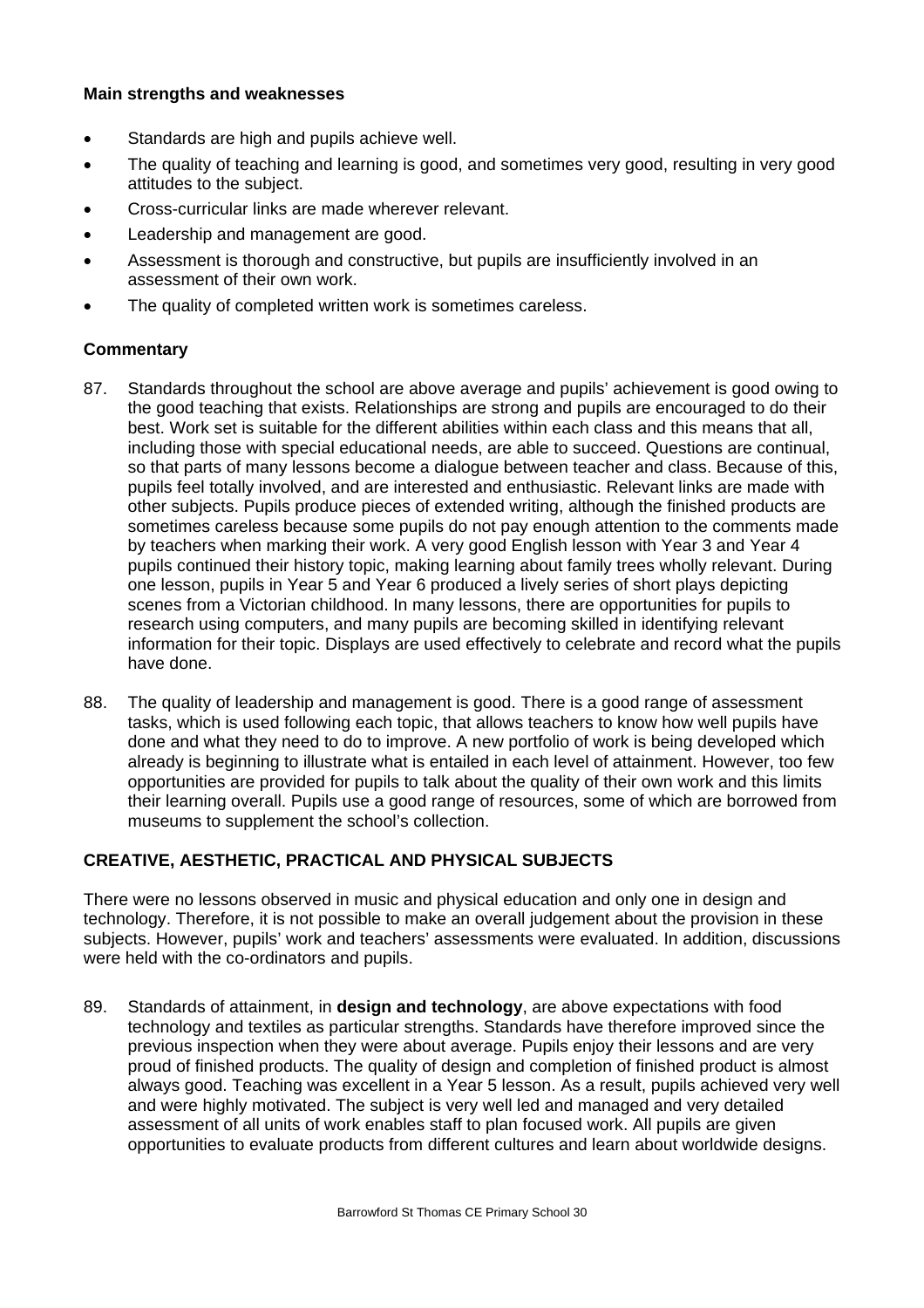**Main strengths and weaknesses**

- Standards are high and pupils achieve well.
- The quality of teaching and learning is good, and sometimes very good, resulting in very good attitudes to the subject.
- Cross-curricular links are made wherever relevant.
- Leadership and management are good.
- Assessment is thorough and constructive, but pupils are insufficiently involved in an assessment of their own work.
- The quality of completed written work is sometimes careless.

**Commentary**

87. Standards throughout the school are above average and pupils' achievement is good owing to the good teaching that exists. Relationships are strong and pupils are encouraged to do their best. Work set is suitable for the different abilities within each class and this means that all, including those with special educational needs, are able to succeed. Questions are continual, so that parts of many lessons become a dialogue between teacher and class. Because of this, pupils feel totally involved, and are interested and enthusiastic. Relevant links are made with other subjects. Pupils produce pieces of extended writing, although the finished products are sometimes careless because some pupils do not pay enough attention to the comments made by teachers when marking their work. A very good English lesson with Year 3 and Year 4 pupils continued their history topic, making learning about family trees wholly relevant. During one lesson, pupils in Year 5 and Year 6 produced a lively series of short plays depicting scenes from a Victorian childhood. In many lessons, there are opportunities for pupils to research using computers, and many pupils are becoming skilled in identifying relevant information for their topic. Displays are used effectively to celebrate and record what the pupils have done.

88. The quality of leadership and management is good. There is a good range of assessment tasks, which is used following each topic, that allows teachers to know how well pupils have done and what they need to do to improve. A new portfolio of work is being developed which already is beginning to illustrate what is entailed in each level of attainment. However, too few opportunities are provided for pupils to talk about the quality of their own work and this limits their learning overall. Pupils use a good range of resources, some of which are borrowed from museums to supplement the school's collection.

## CREATIVE, AESTHETIC, PRACTICAL AND PHYSICAL SUBJECTS

There were no lessons observed in music and physical education and only one in design and technology. Therefore, it is not possible to make an overall judgement about the provision in these subjects. However, pupils' work and teachers' assessments were evaluated. In addition, discussions were held with the co-ordinators and pupils.

89. Standards of attainment, in **design and technology**, are above expectations with food technology and textiles as particular strengths. Standards have therefore improved since the previous inspection when they were about average. Pupils enjoy their lessons and are very proud of finished products. The quality of design and completion of finished product is almost always good. Teaching was excellent in a Year 5 lesson. As a result, pupils achieved very well and were highly motivated. The subject is very well led and managed and very detailed assessment of all units of work enables staff to plan focused work. All pupils are given opportunities to evaluate products from different cultures and learn about worldwide designs.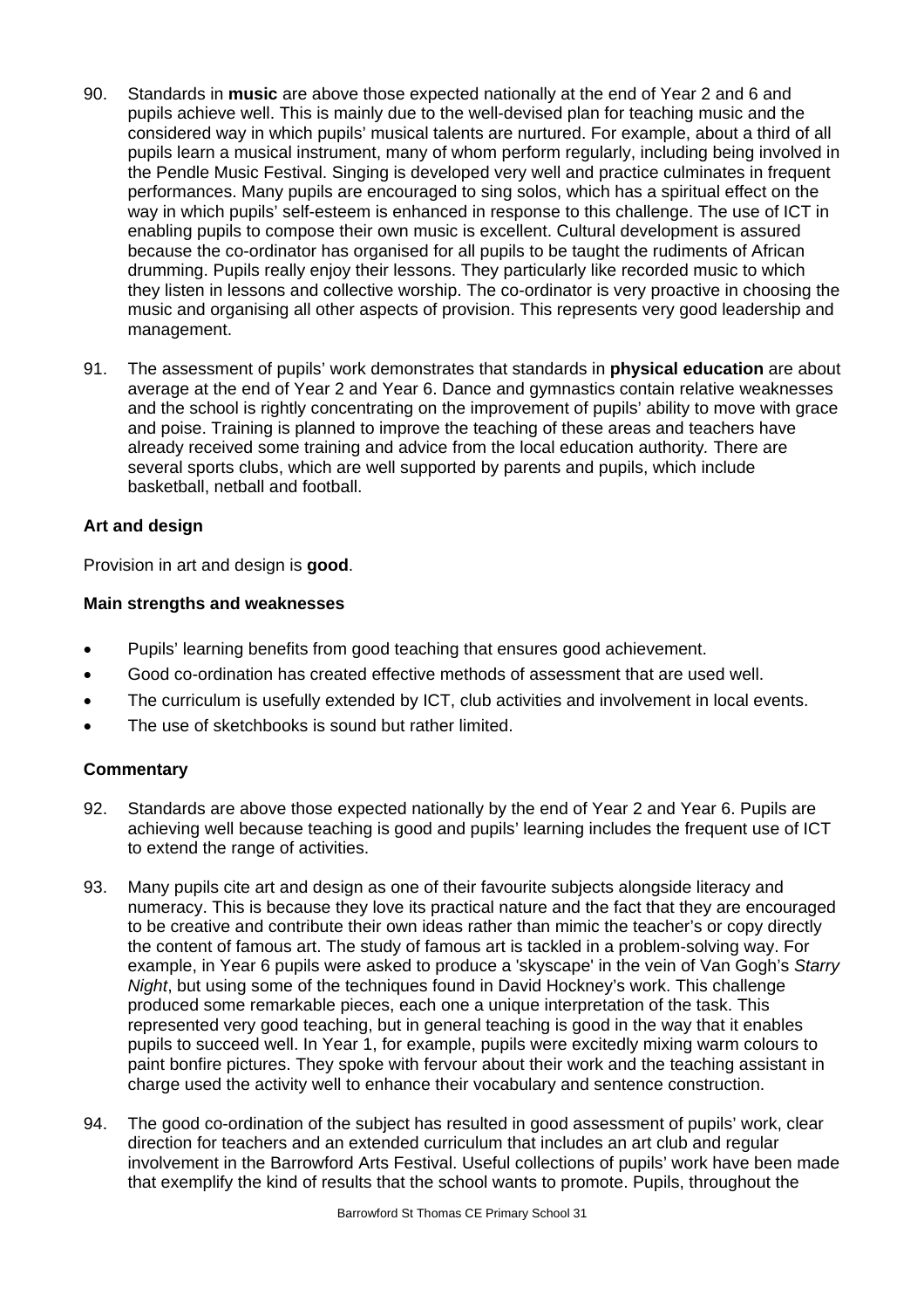90. Standards in **music** are above those expected nationally at the end of Year 2 and 6 and pupils achieve well. This is mainly due to the well-devised plan for teaching music and the considered way in which pupils' musical talents are nurtured. For example, about a third of all pupils learn a musical instrument, many of whom perform regularly, including being involved in the Pendle Music Festival. Singing is developed very well and practice culminates in frequent performances. Many pupils are encouraged to sing solos, which has a spiritual effect on the way in which pupils' self-esteem is enhanced in response to this challenge. The use of ICT in enabling pupils to compose their own music is excellent. Cultural development is assured because the co-ordinator has organised for all pupils to be taught the rudiments of African drumming. Pupils really enjoy their lessons. They particularly like recorded music to which they listen in lessons and collective worship. The co-ordinator is very proactive in choosing the music and organising all other aspects of provision. This represents very good leadership and management.

91. The assessment of pupils' work demonstrates that standards in **physical education** are about average at the end of Year 2 and Year 6. Dance and gymnastics contain relative weaknesses and the school is rightly concentrating on the improvement of pupils' ability to move with grace and poise. Training is planned to improve the teaching of these areas and teachers have already received some training and advice from the local education authority. There are several sports clubs, which are well supported by parents and pupils, which include basketball, netball and football.

### Art and design

Provision in art and design is **good**.

#### Main strengths and weaknesses

- Pupils' learning benefits from good teaching that ensures good achievement.
- Good co-ordination has created effective methods of assessment that are used well.
- The curriculum is usefully extended by ICT, club activities and involvement in local events.
- The use of sketchbooks is sound but rather limited.

#### Commentary

92. Standards are above those expected nationally by the end of Year 2 and Year 6. Pupils are achieving well because teaching is good and pupils' learning includes the frequent use of ICT to extend the range of activities.

93. Many pupils cite art and design as one of their favourite subjects alongside literacy and numeracy. This is because they love its practical nature and the fact that they are encouraged to be creative and contribute their own ideas rather than mimic the teacher's or copy directly the content of famous art. The study of famous art is tackled in a problem-solving way. For example, in Year 6 pupils were asked to produce a 'skyscape' in the vein of Van Gogh's *Starry Night*, but using some of the techniques found in David Hockney's work. This challenge produced some remarkable pieces, each one a unique interpretation of the task. This represented very good teaching, but in general teaching is good in the way that it enables pupils to succeed well. In Year 1, for example, pupils were excitedly mixing warm colours to paint bonfire pictures. They spoke with fervour about their work and the teaching assistant in charge used the activity well to enhance their vocabulary and sentence construction.

94. The good co-ordination of the subject has resulted in good assessment of pupils' work, clear direction for teachers and an extended curriculum that includes an art club and regular involvement in the Barrowford Arts Festival. Useful collections of pupils' work have been made that exemplify the kind of results that the school wants to promote. Pupils, throughout the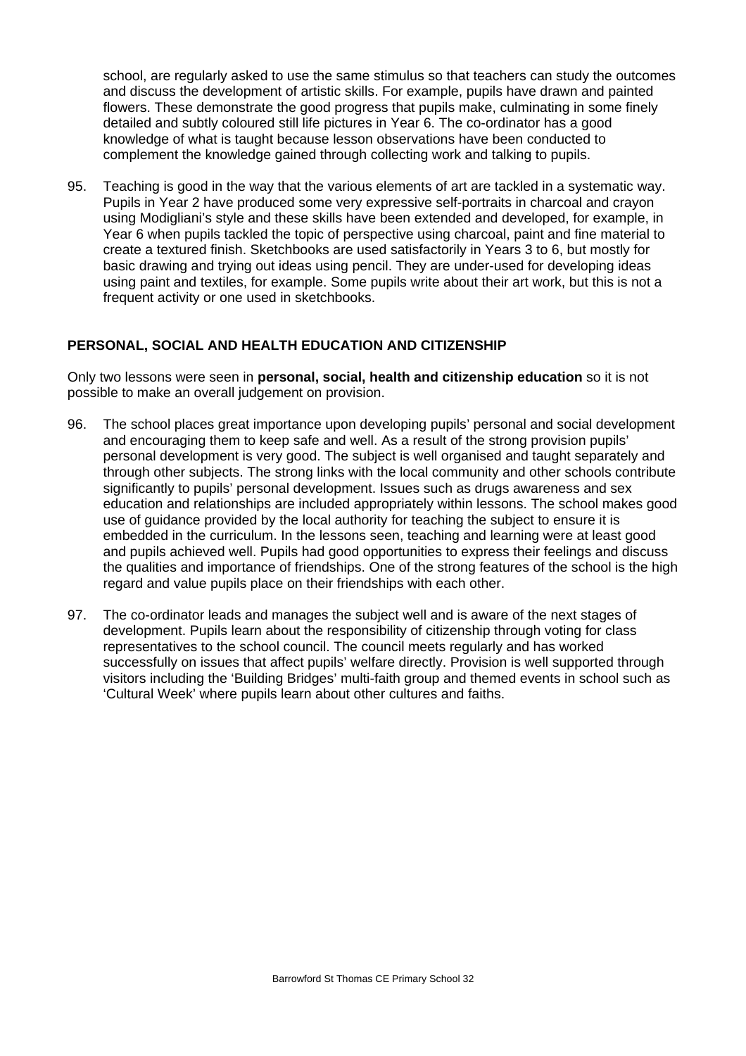school, are regularly asked to use the same stimulus so that teachers can study the outcomes and discuss the development of artistic skills. For example, pupils have drawn and painted flowers. These demonstrate the good progress that pupils make, culminating in some finely detailed and subtly coloured still life pictures in Year 6. The co-ordinator has a good knowledge of what is taught because lesson observations have been conducted to complement the knowledge gained through collecting work and talking to pupils.

95. Teaching is good in the way that the various elements of art are tackled in a systematic way. Pupils in Year 2 have produced some very expressive self-portraits in charcoal and crayon using Modigliani's style and these skills have been extended and developed, for example, in Year 6 when pupils tackled the topic of perspective using charcoal, paint and fine material to create a textured finish. Sketchbooks are used satisfactorily in Years 3 to 6, but mostly for basic drawing and trying out ideas using pencil. They are under-used for developing ideas using paint and textiles, for example. Some pupils write about their art work, but this is not a frequent activity or one used in sketchbooks.

## PERSONAL, SOCIAL AND HEALTH EDUCATION AND CITIZENSHIP

Only two lessons were seen in **personal, social, health and citizenship education** so it is not possible to make an overall judgement on provision.

96. The school places great importance upon developing pupils' personal and social development and encouraging them to keep safe and well. As a result of the strong provision pupils' personal development is very good. The subject is well organised and taught separately and through other subjects. The strong links with the local community and other schools contribute significantly to pupils' personal development. Issues such as drugs awareness and sex education and relationships are included appropriately within lessons. The school makes good use of guidance provided by the local authority for teaching the subject to ensure it is embedded in the curriculum. In the lessons seen, teaching and learning were at least good and pupils achieved well. Pupils had good opportunities to express their feelings and discuss the qualities and importance of friendships. One of the strong features of the school is the high regard and value pupils place on their friendships with each other.

97. The co-ordinator leads and manages the subject well and is aware of the next stages of development. Pupils learn about the responsibility of citizenship through voting for class representatives to the school council. The council meets regularly and has worked successfully on issues that affect pupils' welfare directly. Provision is well supported through visitors including the 'Building Bridges' multi-faith group and themed events in school such as 'Cultural Week' where pupils learn about other cultures and faiths.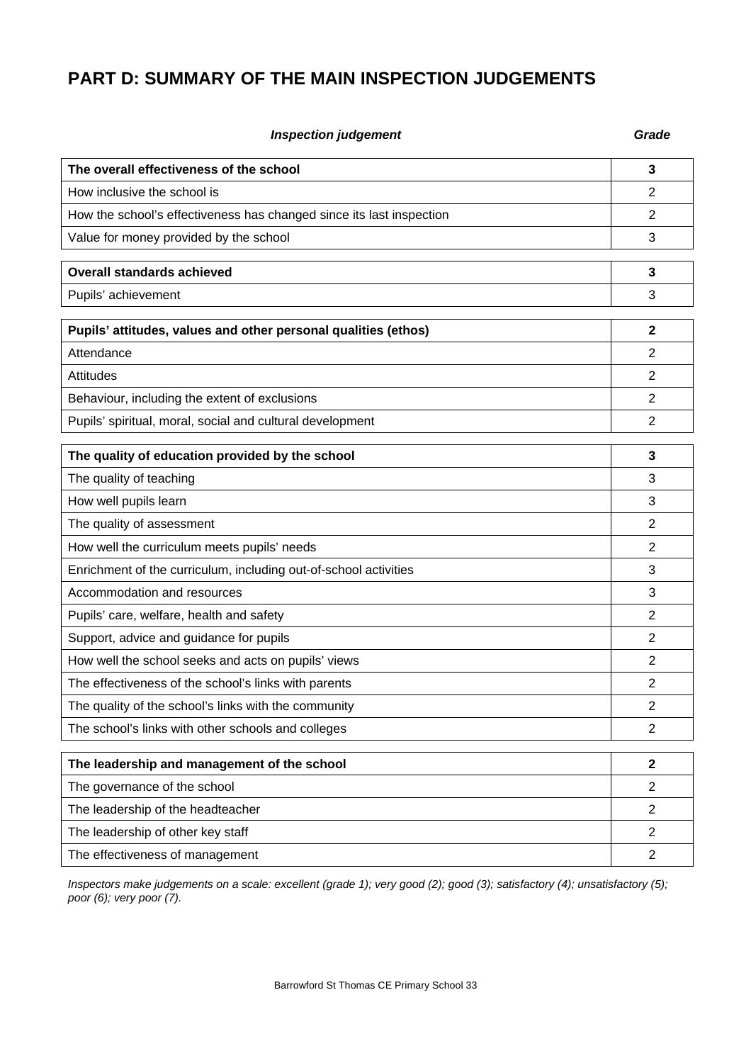# PART D: SUMMARY OF THE MAIN INSPECTION JUDGEMENTS

| ***Inspection judgement*** | ***Grade*** |
| --- | --- |
| **The overall effectiveness of the school** | **3** |
| How inclusive the school is | 2 |
| How the school's effectiveness has changed since its last inspection | 2 |
| Value for money provided by the school | 3 |
| **Overall standards achieved** | **3** |
| Pupils' achievement | 3 |
| **Pupils' attitudes, values and other personal qualities (ethos)** | **2** |
| Attendance | 2 |
| Attitudes | 2 |
| Behaviour, including the extent of exclusions | 2 |
| Pupils' spiritual, moral, social and cultural development | 2 |
| **The quality of education provided by the school** | **3** |
| The quality of teaching | 3 |
| How well pupils learn | 3 |
| The quality of assessment | 2 |
| How well the curriculum meets pupils' needs | 2 |
| Enrichment of the curriculum, including out-of-school activities | 3 |
| Accommodation and resources | 3 |
| Pupils' care, welfare, health and safety | 2 |
| Support, advice and guidance for pupils | 2 |
| How well the school seeks and acts on pupils' views | 2 |
| The effectiveness of the school's links with parents | 2 |
| The quality of the school's links with the community | 2 |
| The school's links with other schools and colleges | 2 |
| **The leadership and management of the school** | **2** |
| The governance of the school | 2 |
| The leadership of the headteacher | 2 |
| The leadership of other key staff | 2 |
| The effectiveness of management | 2 |

*Inspectors make judgements on a scale: excellent (grade 1); very good (2); good (3); satisfactory (4); unsatisfactory (5); poor (6); very poor (7).*